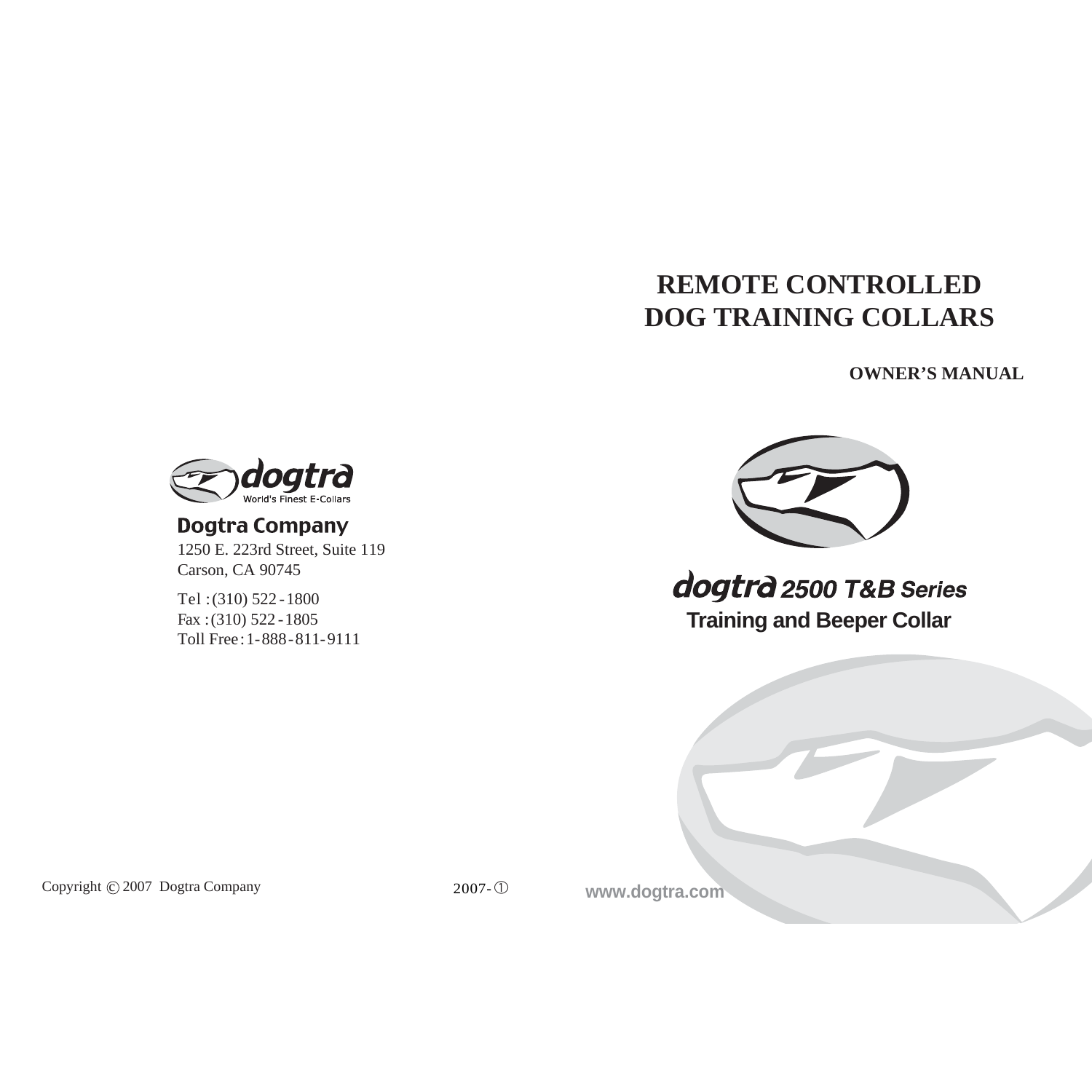# REMOTE CONTROLLED DOG TRAINING COLLARS

**OWNER'S MANUAL**

dogtra
World's Finest E-Collars

**Dogtra Company**

1250 E. 223rd Street, Suite 119
Carson, CA 90745

Tel : (310) 522 - 1800
Fax : (310) 522 - 1805
Toll Free : 1 - 888 - 811 - 9111

## *dogtra 2500 T&B Series*

**Training and Beeper Collar**

Copyright © 2007 Dogtra Company

2007-①

www.dogtra.com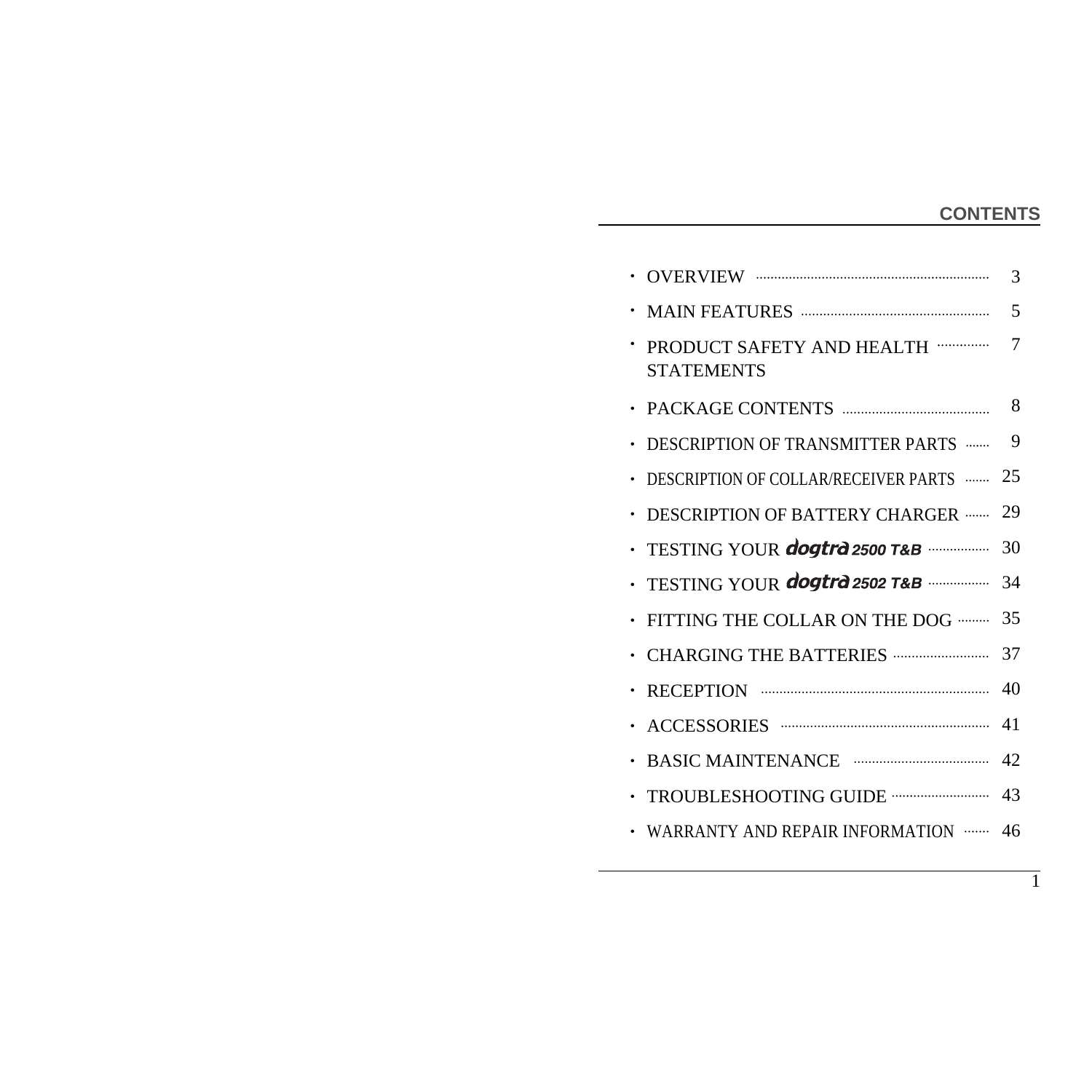## CONTENTS

- OVERVIEW ........ 3
- MAIN FEATURES ........ 5
- PRODUCT SAFETY AND HEALTH STATEMENTS ........ 7
- PACKAGE CONTENTS ........ 8
- DESCRIPTION OF TRANSMITTER PARTS ........ 9
- DESCRIPTION OF COLLAR/RECEIVER PARTS ........ 25
- DESCRIPTION OF BATTERY CHARGER ........ 29
- TESTING YOUR dogtra 2500 T&B ........ 30
- TESTING YOUR dogtra 2502 T&B ........ 34
- FITTING THE COLLAR ON THE DOG ........ 35
- CHARGING THE BATTERIES ........ 37
- RECEPTION ........ 40
- ACCESSORIES ........ 41
- BASIC MAINTENANCE ........ 42
- TROUBLESHOOTING GUIDE ........ 43
- WARRANTY AND REPAIR INFORMATION ........ 46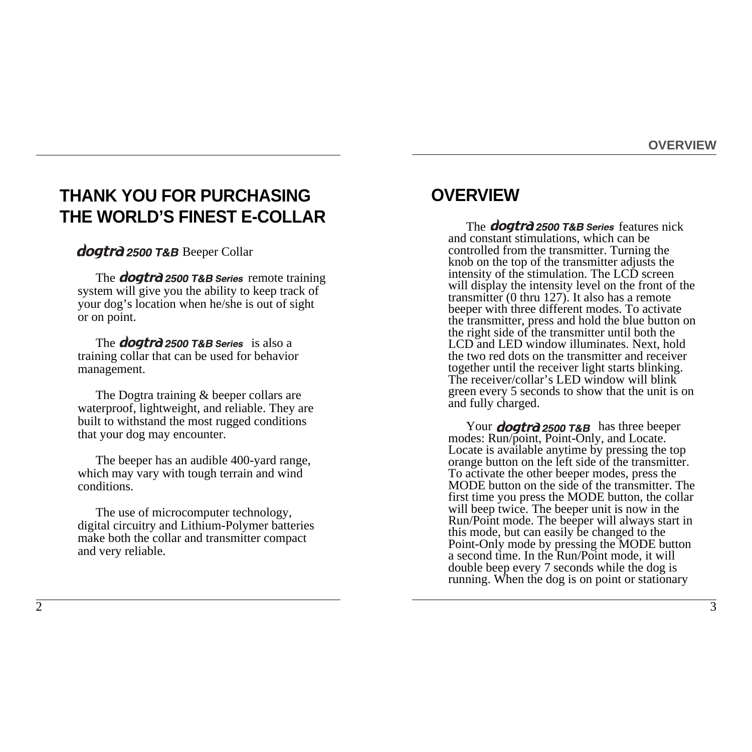# THANK YOU FOR PURCHASING THE WORLD'S FINEST E-COLLAR

**dogtra 2500 T&B** Beeper Collar

The **dogtra 2500 T&B Series** remote training system will give you the ability to keep track of your dog's location when he/she is out of sight or on point.

The **dogtra 2500 T&B Series** is also a training collar that can be used for behavior management.

The Dogtra training & beeper collars are waterproof, lightweight, and reliable. They are built to withstand the most rugged conditions that your dog may encounter.

The beeper has an audible 400-yard range, which may vary with tough terrain and wind conditions.

The use of microcomputer technology, digital circuitry and Lithium-Polymer batteries make both the collar and transmitter compact and very reliable.

# OVERVIEW

The **dogtra 2500 T&B Series** features nick and constant stimulations, which can be controlled from the transmitter. Turning the knob on the top of the transmitter adjusts the intensity of the stimulation. The LCD screen will display the intensity level on the front of the transmitter (0 thru 127). It also has a remote beeper with three different modes. To activate the transmitter, press and hold the blue button on the right side of the transmitter until both the LCD and LED window illuminates. Next, hold the two red dots on the transmitter and receiver together until the receiver light starts blinking. The receiver/collar's LED window will blink green every 5 seconds to show that the unit is on and fully charged.

Your **dogtra 2500 T&B** has three beeper modes: Run/point, Point-Only, and Locate. Locate is available anytime by pressing the top orange button on the left side of the transmitter. To activate the other beeper modes, press the MODE button on the side of the transmitter. The first time you press the MODE button, the collar will beep twice. The beeper unit is now in the Run/Point mode. The beeper will always start in this mode, but can easily be changed to the Point-Only mode by pressing the MODE button a second time. In the Run/Point mode, it will double beep every 7 seconds while the dog is running. When the dog is on point or stationary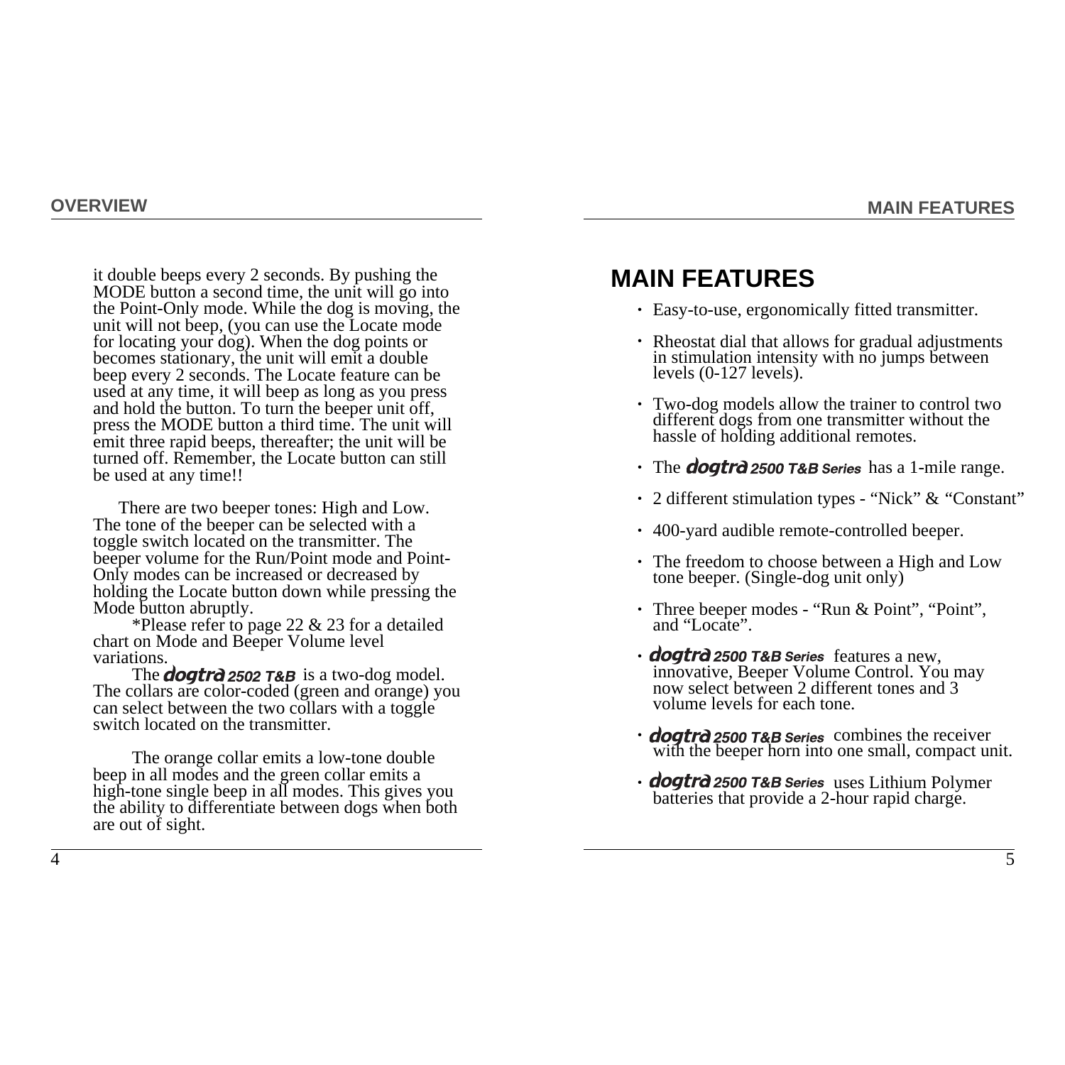it double beeps every 2 seconds. By pushing the MODE button a second time, the unit will go into the Point-Only mode. While the dog is moving, the unit will not beep, (you can use the Locate mode for locating your dog). When the dog points or becomes stationary, the unit will emit a double beep every 2 seconds. The Locate feature can be used at any time, it will beep as long as you press and hold the button. To turn the beeper unit off, press the MODE button a third time. The unit will emit three rapid beeps, thereafter; the unit will be turned off. Remember, the Locate button can still be used at any time!!

There are two beeper tones: High and Low. The tone of the beeper can be selected with a toggle switch located on the transmitter. The beeper volume for the Run/Point mode and Point-Only modes can be increased or decreased by holding the Locate button down while pressing the Mode button abruptly.

*Please refer to page 22 & 23 for a detailed chart on Mode and Beeper Volume level variations.

The **dogtra** ***2502 T&B*** is a two-dog model. The collars are color-coded (green and orange) you can select between the two collars with a toggle switch located on the transmitter.

The orange collar emits a low-tone double beep in all modes and the green collar emits a high-tone single beep in all modes. This gives you the ability to differentiate between dogs when both are out of sight.

# MAIN FEATURES

- Easy-to-use, ergonomically fitted transmitter.
- Rheostat dial that allows for gradual adjustments in stimulation intensity with no jumps between levels (0-127 levels).
- Two-dog models allow the trainer to control two different dogs from one transmitter without the hassle of holding additional remotes.
- The **dogtra** ***2500 T&B Series*** has a 1-mile range.
- 2 different stimulation types - “Nick” & “Constant”
- 400-yard audible remote-controlled beeper.
- The freedom to choose between a High and Low tone beeper. (Single-dog unit only)
- Three beeper modes - “Run & Point”, “Point”, and “Locate”.
- **dogtra** ***2500 T&B Series*** features a new, innovative, Beeper Volume Control. You may now select between 2 different tones and 3 volume levels for each tone.
- **dogtra** ***2500 T&B Series*** combines the receiver with the beeper horn into one small, compact unit.
- **dogtra** ***2500 T&B Series*** uses Lithium Polymer batteries that provide a 2-hour rapid charge.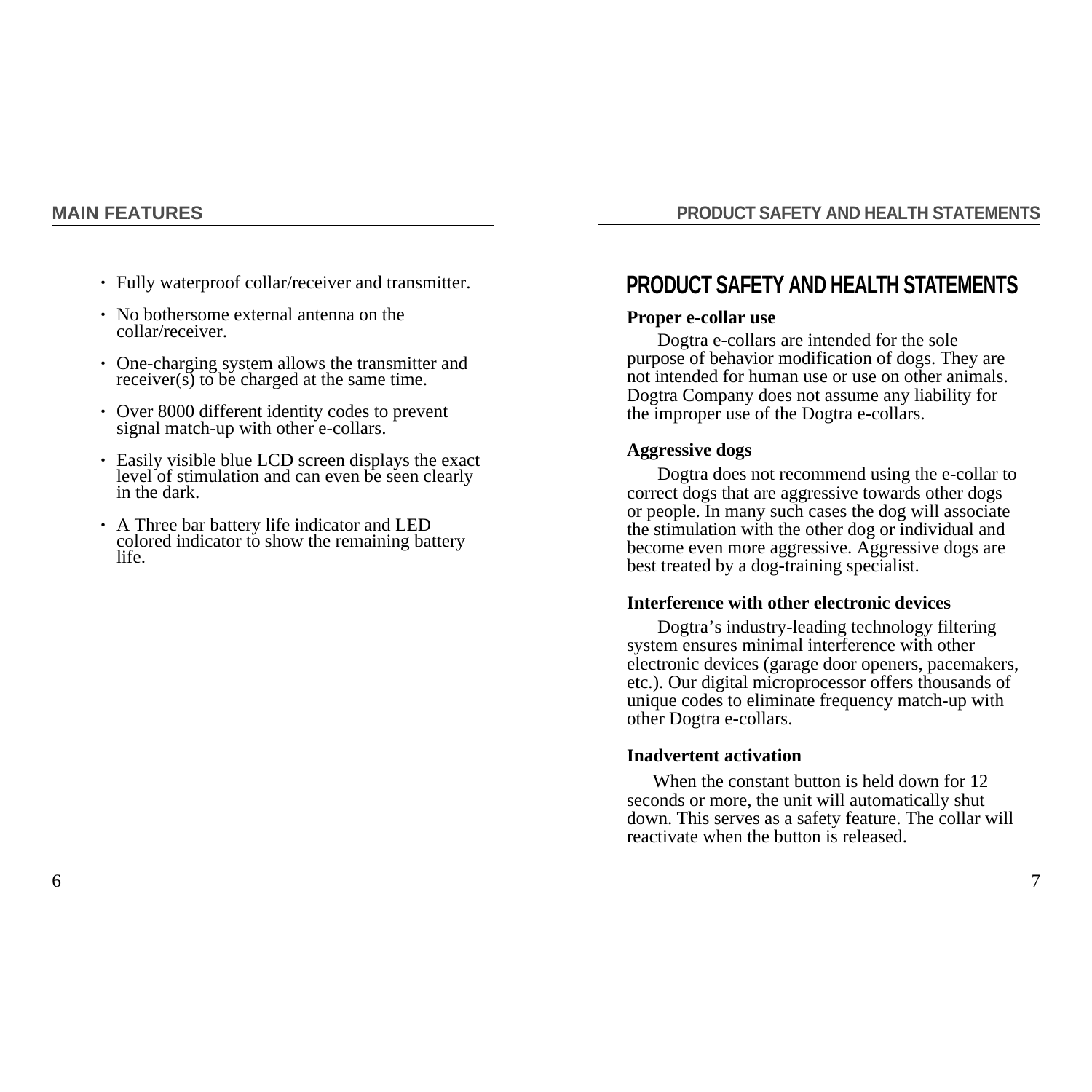## MAIN FEATURES

- Fully waterproof collar/receiver and transmitter.
- No bothersome external antenna on the collar/receiver.
- One-charging system allows the transmitter and receiver(s) to be charged at the same time.
- Over 8000 different identity codes to prevent signal match-up with other e-collars.
- Easily visible blue LCD screen displays the exact level of stimulation and can even be seen clearly in the dark.
- A Three bar battery life indicator and LED colored indicator to show the remaining battery life.

## PRODUCT SAFETY AND HEALTH STATEMENTS

**Proper e-collar use**

Dogtra e-collars are intended for the sole purpose of behavior modification of dogs. They are not intended for human use or use on other animals. Dogtra Company does not assume any liability for the improper use of the Dogtra e-collars.

**Aggressive dogs**

Dogtra does not recommend using the e-collar to correct dogs that are aggressive towards other dogs or people. In many such cases the dog will associate the stimulation with the other dog or individual and become even more aggressive. Aggressive dogs are best treated by a dog-training specialist.

**Interference with other electronic devices**

Dogtra's industry-leading technology filtering system ensures minimal interference with other electronic devices (garage door openers, pacemakers, etc.). Our digital microprocessor offers thousands of unique codes to eliminate frequency match-up with other Dogtra e-collars.

**Inadvertent activation**

When the constant button is held down for 12 seconds or more, the unit will automatically shut down. This serves as a safety feature. The collar will reactivate when the button is released.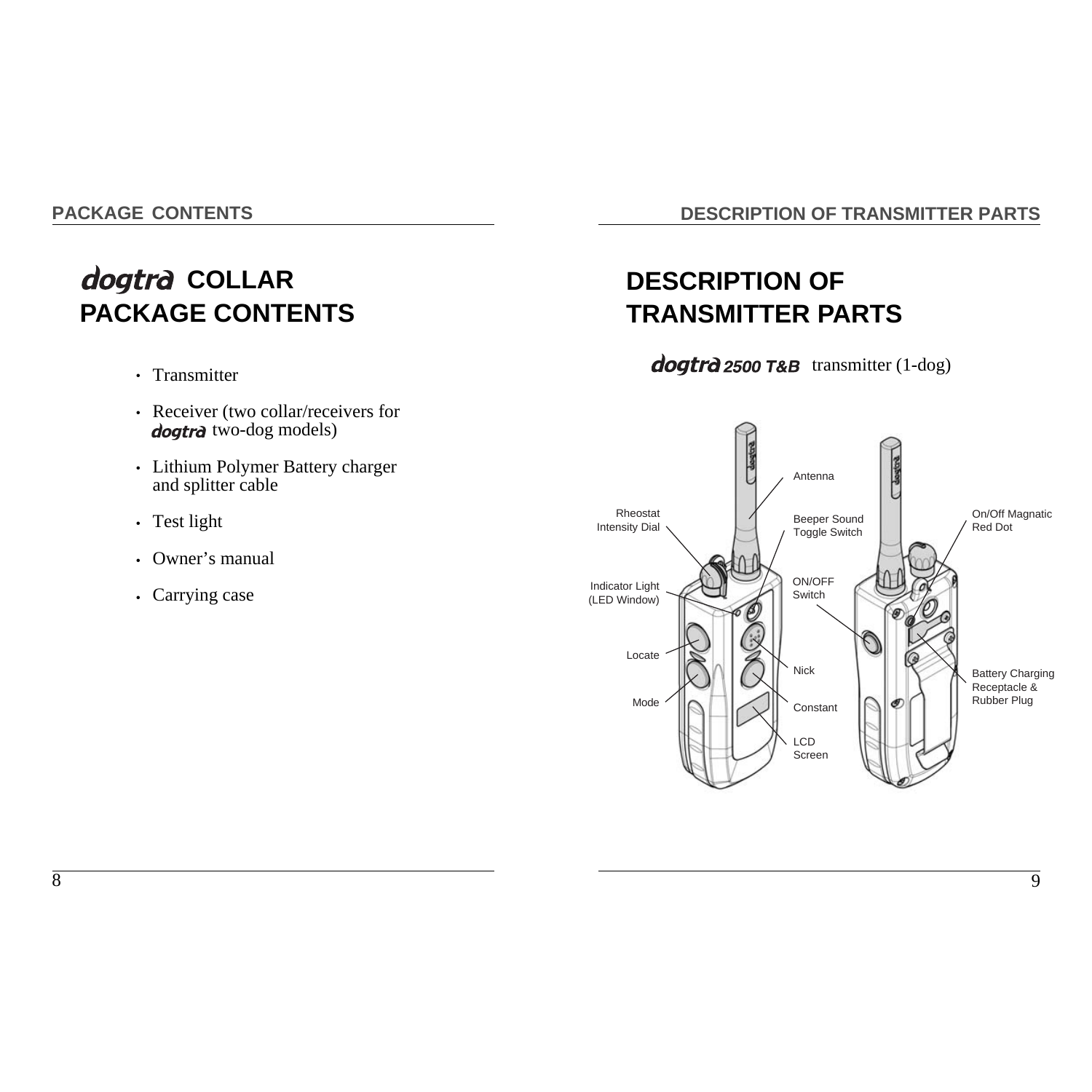# dogtra COLLAR PACKAGE CONTENTS

- Transmitter
- Receiver (two collar/receivers for dogtra two-dog models)
- Lithium Polymer Battery charger and splitter cable
- Test light
- Owner's manual
- Carrying case

# DESCRIPTION OF TRANSMITTER PARTS

dogtra 2500 T&B transmitter (1-dog)

Antenna

Rheostat Intensity Dial

Beeper Sound Toggle Switch

On/Off Magnatic Red Dot

Indicator Light (LED Window)

ON/OFF Switch

Locate

Nick

Battery Charging Receptacle & Rubber Plug

Mode

Constant

LCD Screen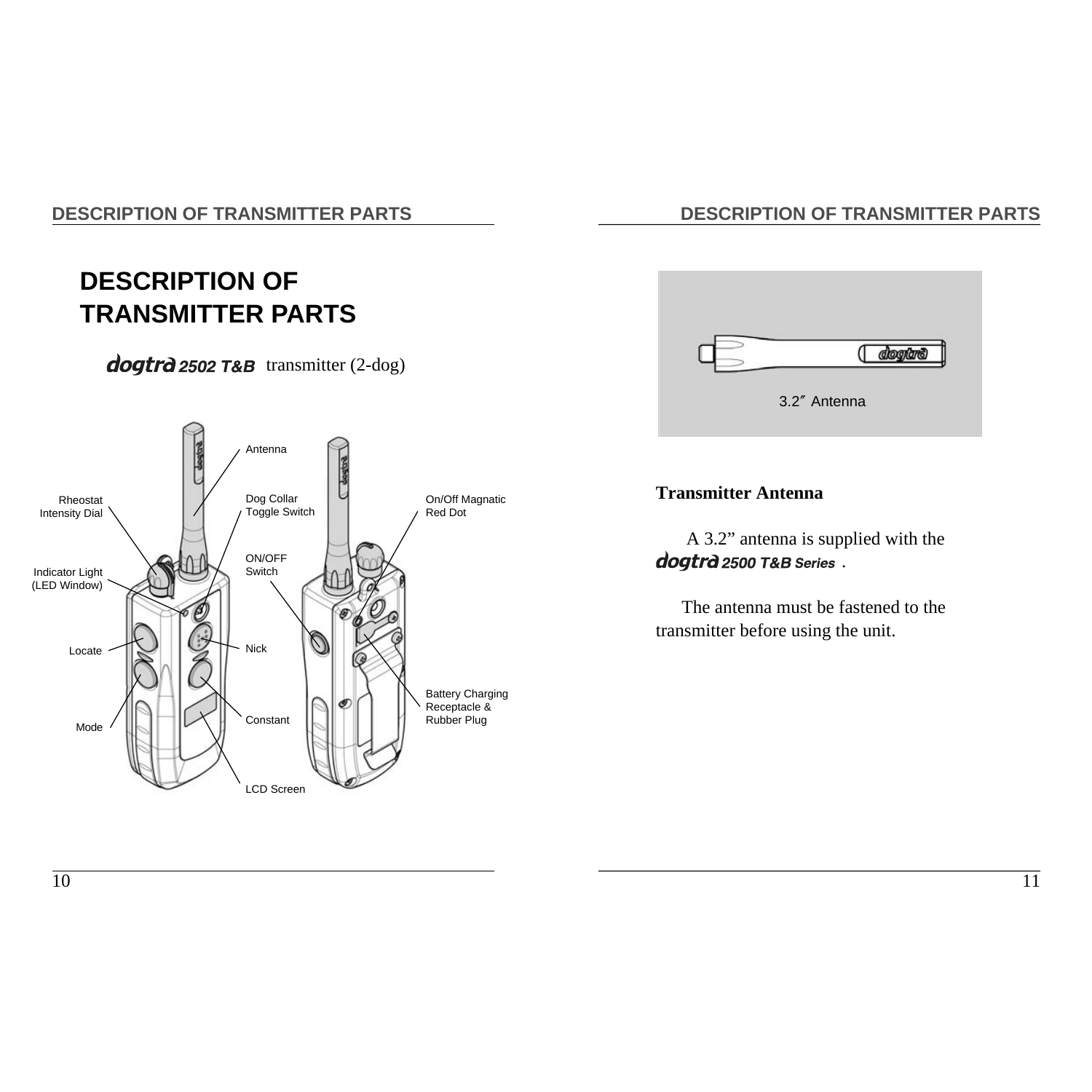# DESCRIPTION OF TRANSMITTER PARTS

**dogtra 2502 T&B** transmitter (2-dog)

Antenna

Rheostat Intensity Dial

Dog Collar Toggle Switch

On/Off Magnatic Red Dot

ON/OFF Switch

Indicator Light (LED Window)

Locate

Nick

Mode

Constant

Battery Charging Receptacle & Rubber Plug

LCD Screen

3.2″ Antenna

### Transmitter Antenna

A 3.2” antenna is supplied with the **dogtra 2500 T&B Series**.

The antenna must be fastened to the transmitter before using the unit.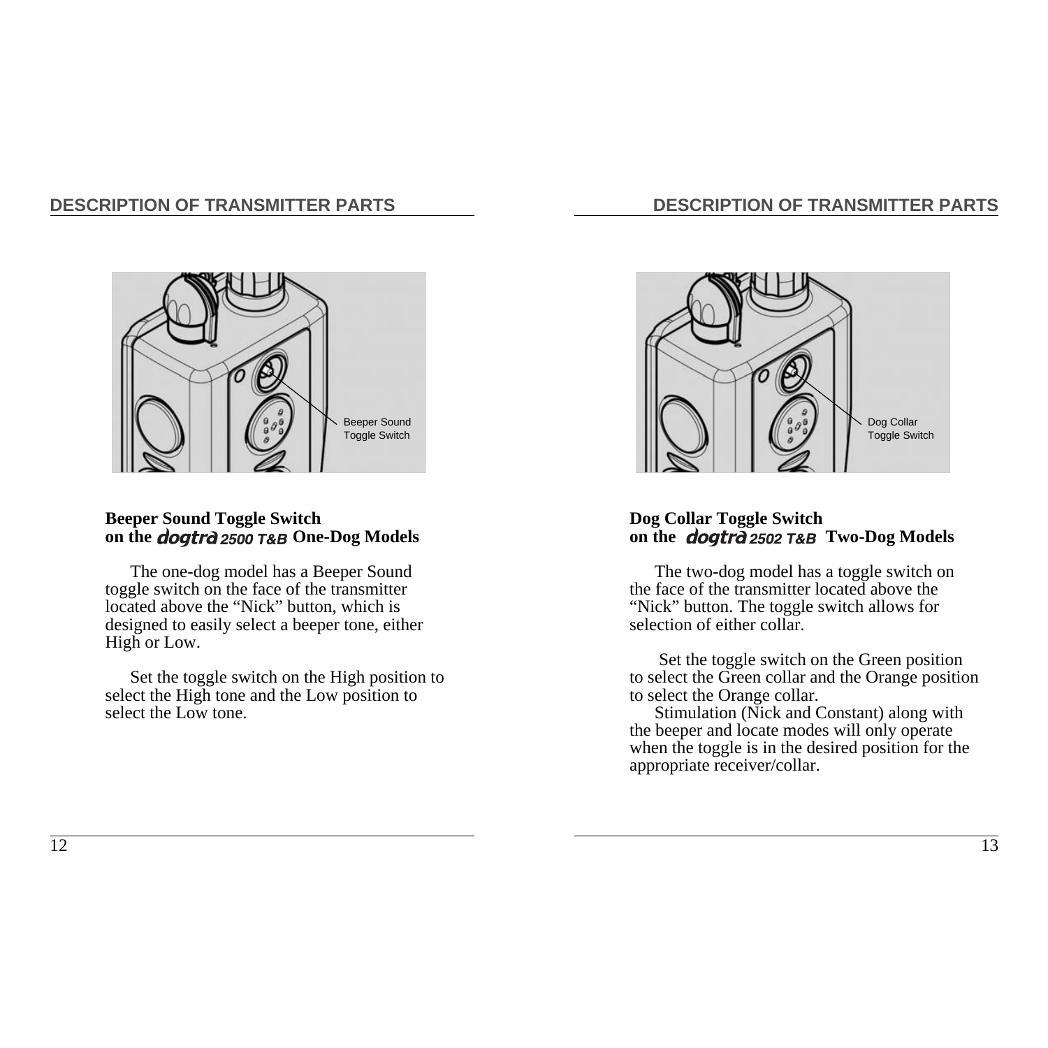## DESCRIPTION OF TRANSMITTER PARTS

Beeper Sound Toggle Switch

**Beeper Sound Toggle Switch on the *dogtra* 2500 T&B One-Dog Models**

The one-dog model has a Beeper Sound toggle switch on the face of the transmitter located above the "Nick" button, which is designed to easily select a beeper tone, either High or Low.

Set the toggle switch on the High position to select the High tone and the Low position to select the Low tone.

## DESCRIPTION OF TRANSMITTER PARTS

Dog Collar Toggle Switch

**Dog Collar Toggle Switch on the *dogtra* 2502 T&B Two-Dog Models**

The two-dog model has a toggle switch on the face of the transmitter located above the "Nick" button. The toggle switch allows for selection of either collar.

Set the toggle switch on the Green position to select the Green collar and the Orange position to select the Orange collar.

Stimulation (Nick and Constant) along with the beeper and locate modes will only operate when the toggle is in the desired position for the appropriate receiver/collar.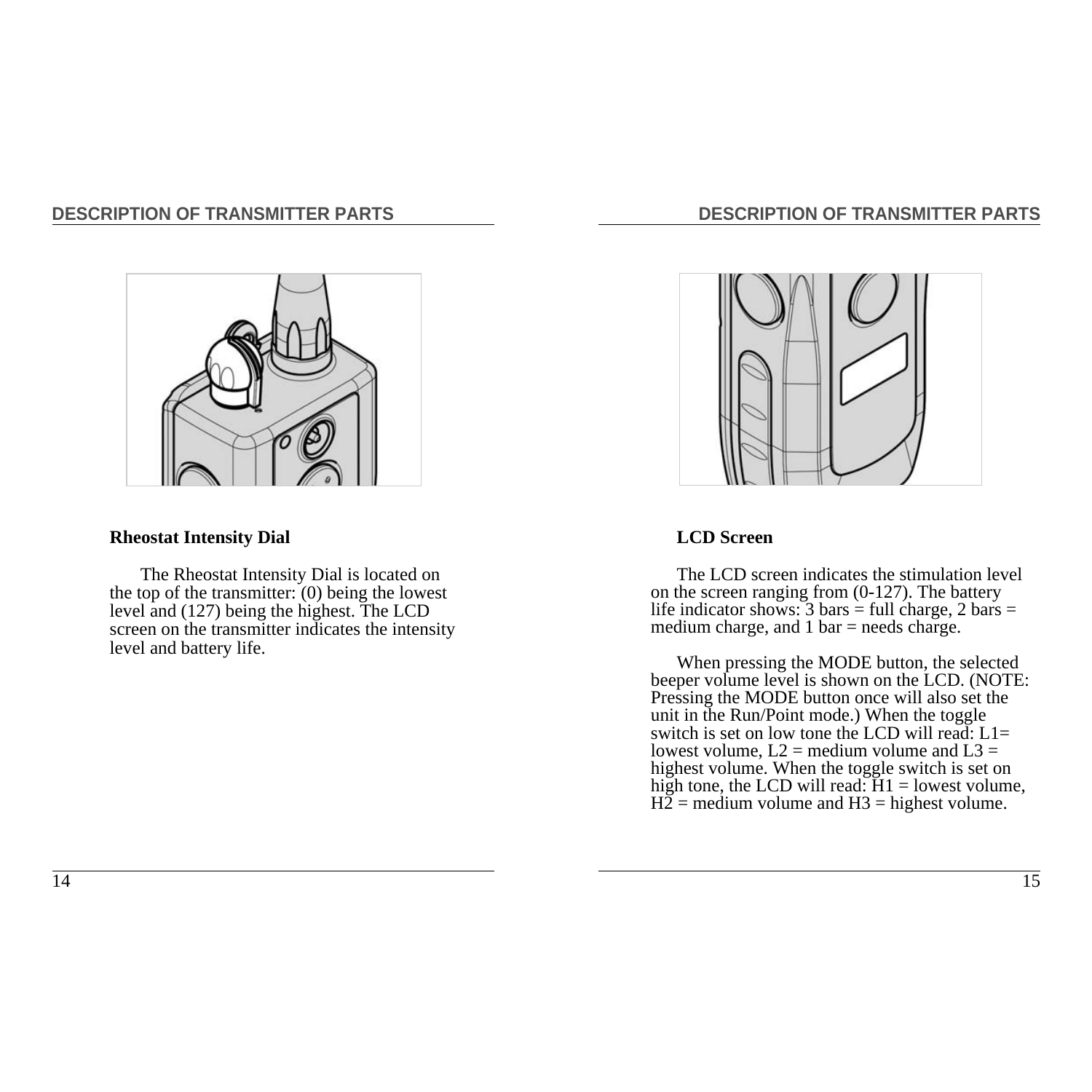## DESCRIPTION OF TRANSMITTER PARTS

**Rheostat Intensity Dial**

The Rheostat Intensity Dial is located on the top of the transmitter: (0) being the lowest level and (127) being the highest. The LCD screen on the transmitter indicates the intensity level and battery life.

## DESCRIPTION OF TRANSMITTER PARTS

**LCD Screen**

The LCD screen indicates the stimulation level on the screen ranging from (0-127). The battery life indicator shows: 3 bars = full charge, 2 bars = medium charge, and 1 bar = needs charge.

When pressing the MODE button, the selected beeper volume level is shown on the LCD. (NOTE: Pressing the MODE button once will also set the unit in the Run/Point mode.) When the toggle switch is set on low tone the LCD will read: L1= lowest volume, L2 = medium volume and L3 = highest volume. When the toggle switch is set on high tone, the LCD will read: H1 = lowest volume, H2 = medium volume and H3 = highest volume.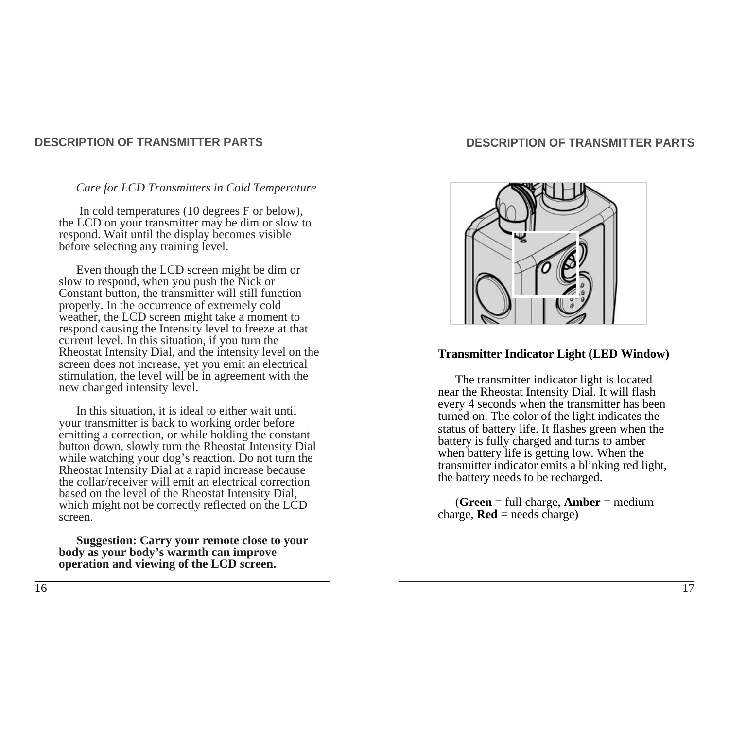## DESCRIPTION OF TRANSMITTER PARTS

*Care for LCD Transmitters in Cold Temperature*

In cold temperatures (10 degrees F or below), the LCD on your transmitter may be dim or slow to respond. Wait until the display becomes visible before selecting any training level.

Even though the LCD screen might be dim or slow to respond, when you push the Nick or Constant button, the transmitter will still function properly. In the occurrence of extremely cold weather, the LCD screen might take a moment to respond causing the Intensity level to freeze at that current level. In this situation, if you turn the Rheostat Intensity Dial, and the intensity level on the screen does not increase, yet you emit an electrical stimulation, the level will be in agreement with the new changed intensity level.

In this situation, it is ideal to either wait until your transmitter is back to working order before emitting a correction, or while holding the constant button down, slowly turn the Rheostat Intensity Dial while watching your dog's reaction. Do not turn the Rheostat Intensity Dial at a rapid increase because the collar/receiver will emit an electrical correction based on the level of the Rheostat Intensity Dial, which might not be correctly reflected on the LCD screen.

**Suggestion: Carry your remote close to your body as your body's warmth can improve operation and viewing of the LCD screen.**

**Transmitter Indicator Light (LED Window)**

The transmitter indicator light is located near the Rheostat Intensity Dial. It will flash every 4 seconds when the transmitter has been turned on. The color of the light indicates the status of battery life. It flashes green when the battery is fully charged and turns to amber when battery life is getting low. When the transmitter indicator emits a blinking red light, the battery needs to be recharged.

(**Green** = full charge, **Amber** = medium charge, **Red** = needs charge)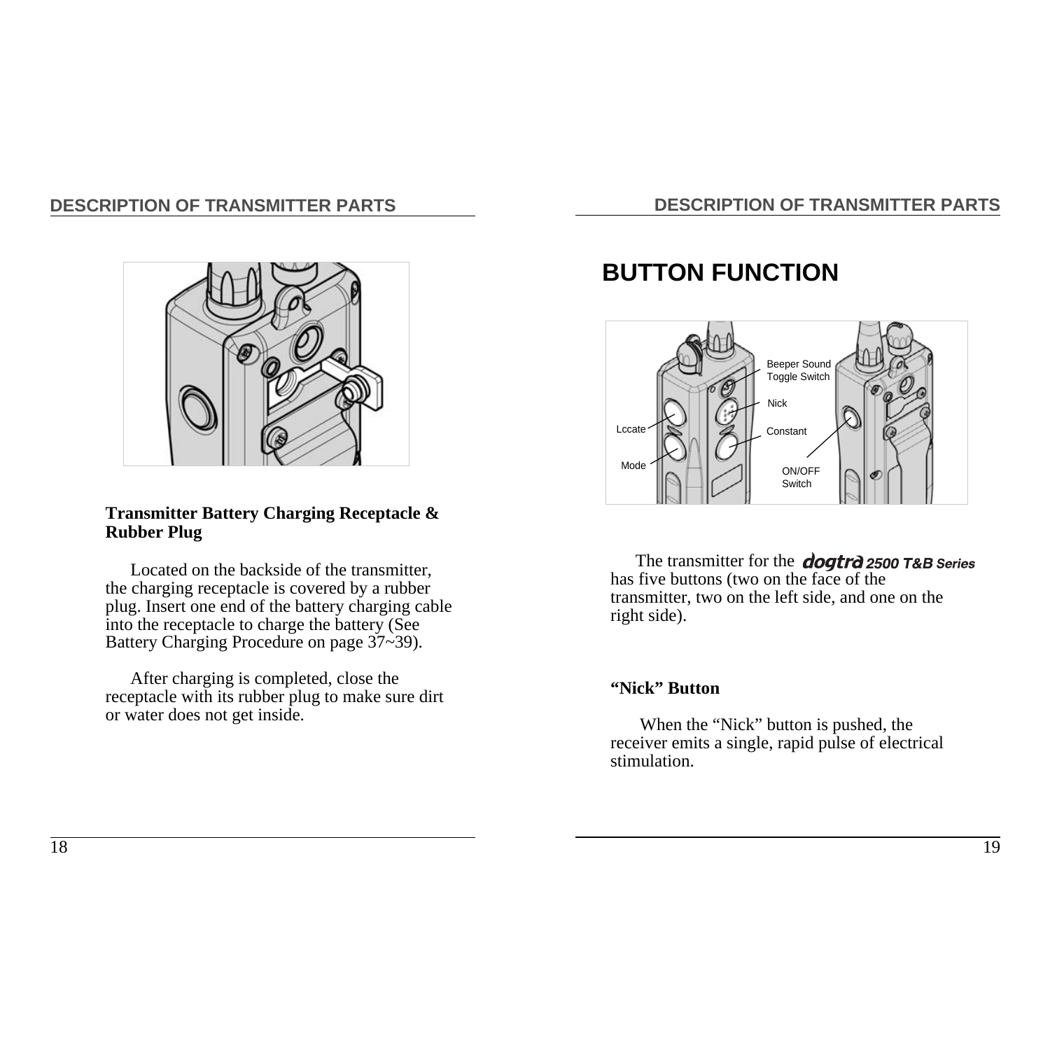## DESCRIPTION OF TRANSMITTER PARTS

**Transmitter Battery Charging Receptacle & Rubber Plug**

Located on the backside of the transmitter, the charging receptacle is covered by a rubber plug. Insert one end of the battery charging cable into the receptacle to charge the battery (See Battery Charging Procedure on page 37~39).

After charging is completed, close the receptacle with its rubber plug to make sure dirt or water does not get inside.

# BUTTON FUNCTION

Beeper Sound Toggle Switch

Nick

Lccate

Constant

Mode

ON/OFF Switch

The transmitter for the *dogtra 2500 T&B Series* has five buttons (two on the face of the transmitter, two on the left side, and one on the right side).

**"Nick" Button**

When the "Nick" button is pushed, the receiver emits a single, rapid pulse of electrical stimulation.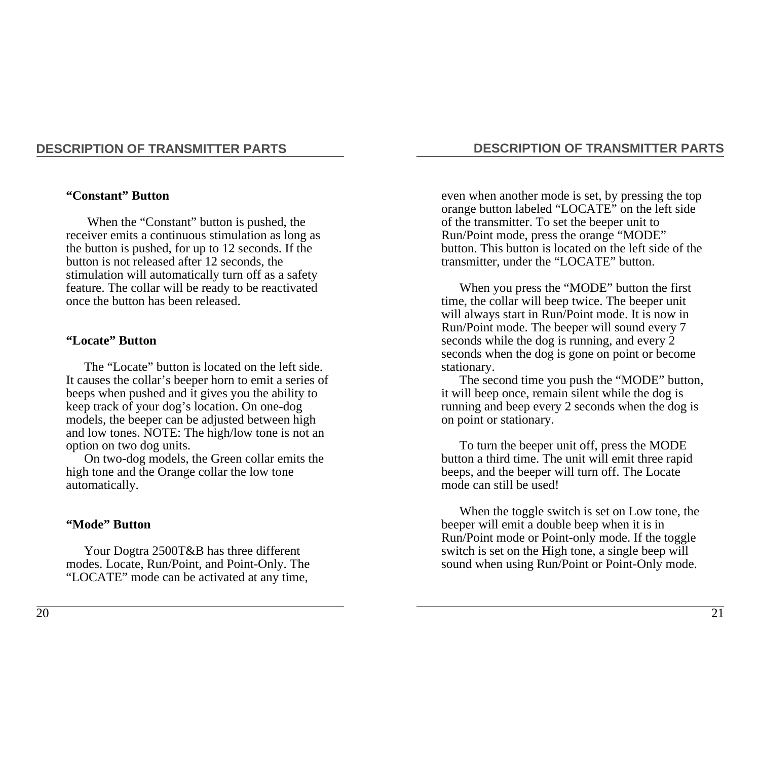### “Constant” Button

When the “Constant” button is pushed, the receiver emits a continuous stimulation as long as the button is pushed, for up to 12 seconds. If the button is not released after 12 seconds, the stimulation will automatically turn off as a safety feature. The collar will be ready to be reactivated once the button has been released.

### “Locate” Button

The “Locate” button is located on the left side. It causes the collar’s beeper horn to emit a series of beeps when pushed and it gives you the ability to keep track of your dog’s location. On one-dog models, the beeper can be adjusted between high and low tones. NOTE: The high/low tone is not an option on two dog units.

On two-dog models, the Green collar emits the high tone and the Orange collar the low tone automatically.

### “Mode” Button

Your Dogtra 2500T&B has three different modes. Locate, Run/Point, and Point-Only. The “LOCATE” mode can be activated at any time, even when another mode is set, by pressing the top orange button labeled “LOCATE” on the left side of the transmitter. To set the beeper unit to Run/Point mode, press the orange “MODE” button. This button is located on the left side of the transmitter, under the “LOCATE” button.

When you press the “MODE” button the first time, the collar will beep twice. The beeper unit will always start in Run/Point mode. It is now in Run/Point mode. The beeper will sound every 7 seconds while the dog is running, and every 2 seconds when the dog is gone on point or become stationary.

The second time you push the “MODE” button, it will beep once, remain silent while the dog is running and beep every 2 seconds when the dog is on point or stationary.

To turn the beeper unit off, press the MODE button a third time. The unit will emit three rapid beeps, and the beeper will turn off. The Locate mode can still be used!

When the toggle switch is set on Low tone, the beeper will emit a double beep when it is in Run/Point mode or Point-only mode. If the toggle switch is set on the High tone, a single beep will sound when using Run/Point or Point-Only mode.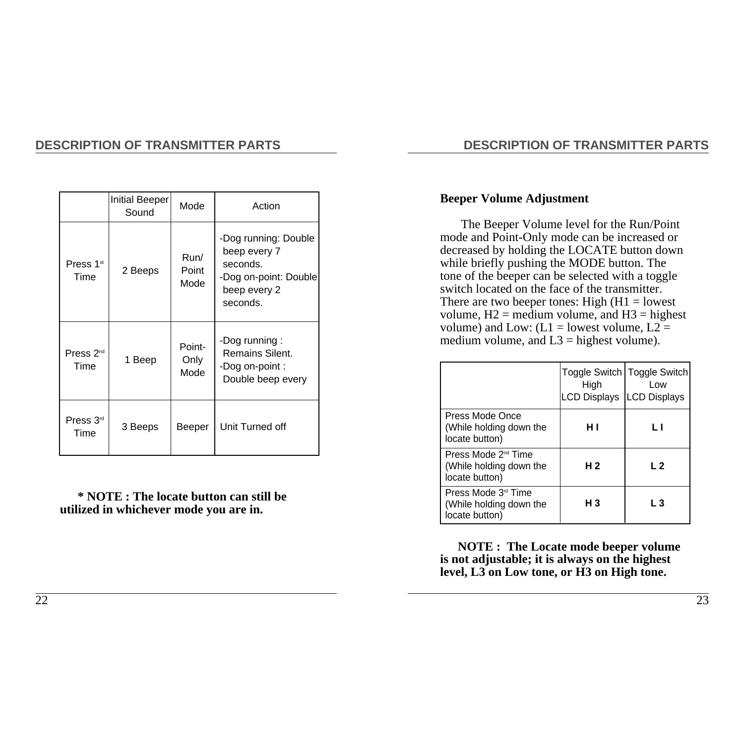| | Initial Beeper Sound | Mode | Action |
|---|---|---|---|
| Press 1st Time | 2 Beeps | Run/ Point Mode | -Dog running: Double beep every 7 seconds. -Dog on-point: Double beep every 2 seconds. |
| Press 2nd Time | 1 Beep | Point-Only Mode | -Dog running : Remains Silent. -Dog on-point : Double beep every |
| Press 3rd Time | 3 Beeps | Beeper | Unit Turned off |

**\* NOTE : The locate button can still be utilized in whichever mode you are in.**

**Beeper Volume Adjustment**

The Beeper Volume level for the Run/Point mode and Point-Only mode can be increased or decreased by holding the LOCATE button down while briefly pushing the MODE button. The tone of the beeper can be selected with a toggle switch located on the face of the transmitter. There are two beeper tones: High (H1 = lowest volume, H2 = medium volume, and H3 = highest volume) and Low: (L1 = lowest volume, L2 = medium volume, and L3 = highest volume).

| | Toggle Switch High LCD Displays | Toggle Switch Low LCD Displays |
|---|---|---|
| Press Mode Once (While holding down the locate button) | **H I** | **L I** |
| Press Mode 2nd Time (While holding down the locate button) | **H 2** | **L 2** |
| Press Mode 3rd Time (While holding down the locate button) | **H 3** | **L 3** |

**NOTE : The Locate mode beeper volume is not adjustable; it is always on the highest level, L3 on Low tone, or H3 on High tone.**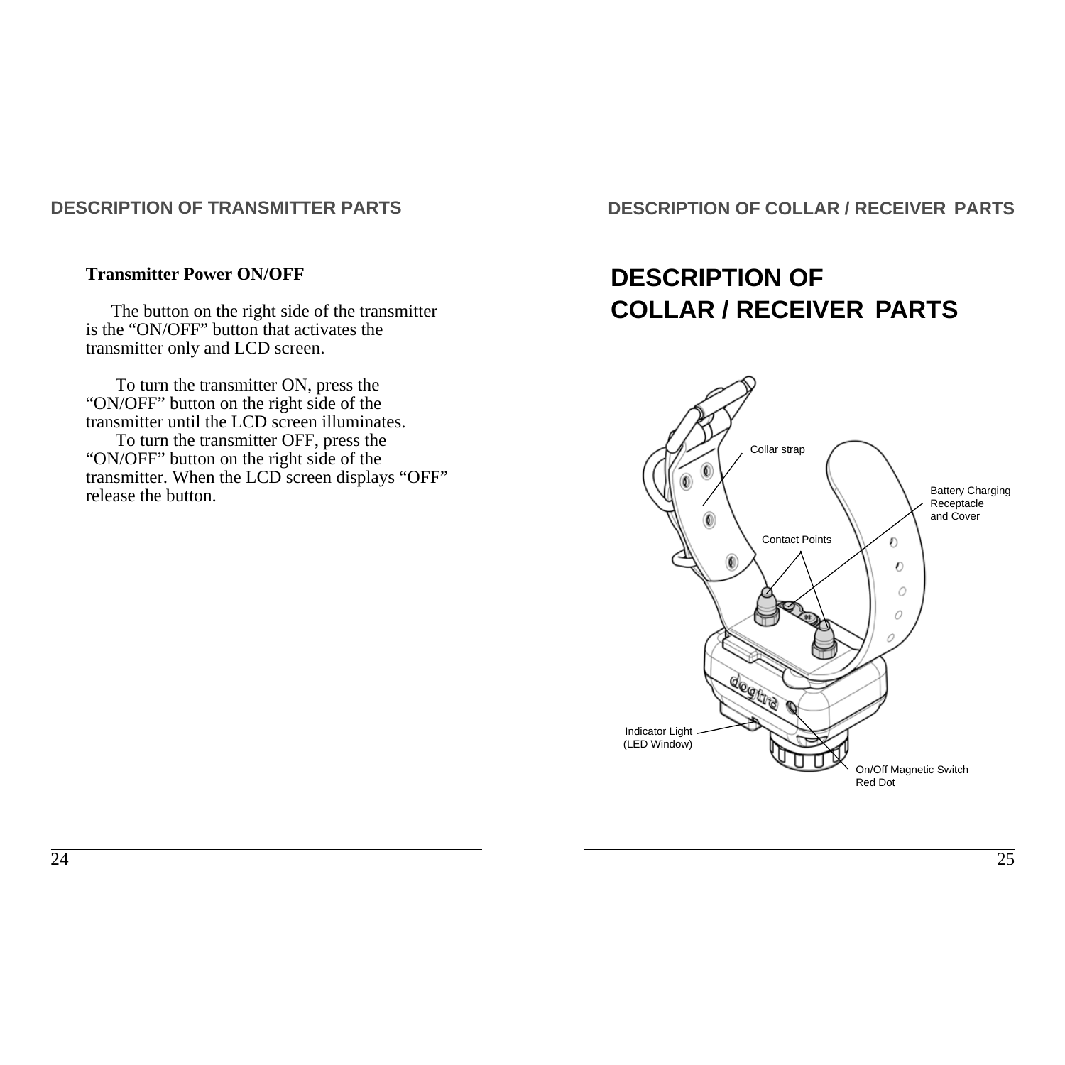## DESCRIPTION OF TRANSMITTER PARTS

**Transmitter Power ON/OFF**

The button on the right side of the transmitter is the "ON/OFF" button that activates the transmitter only and LCD screen.

To turn the transmitter ON, press the "ON/OFF" button on the right side of the transmitter until the LCD screen illuminates.

To turn the transmitter OFF, press the "ON/OFF" button on the right side of the transmitter. When the LCD screen displays "OFF" release the button.

## DESCRIPTION OF COLLAR / RECEIVER PARTS

# DESCRIPTION OF COLLAR / RECEIVER PARTS

Collar strap

Battery Charging Receptacle and Cover

Contact Points

Indicator Light (LED Window)

On/Off Magnetic Switch Red Dot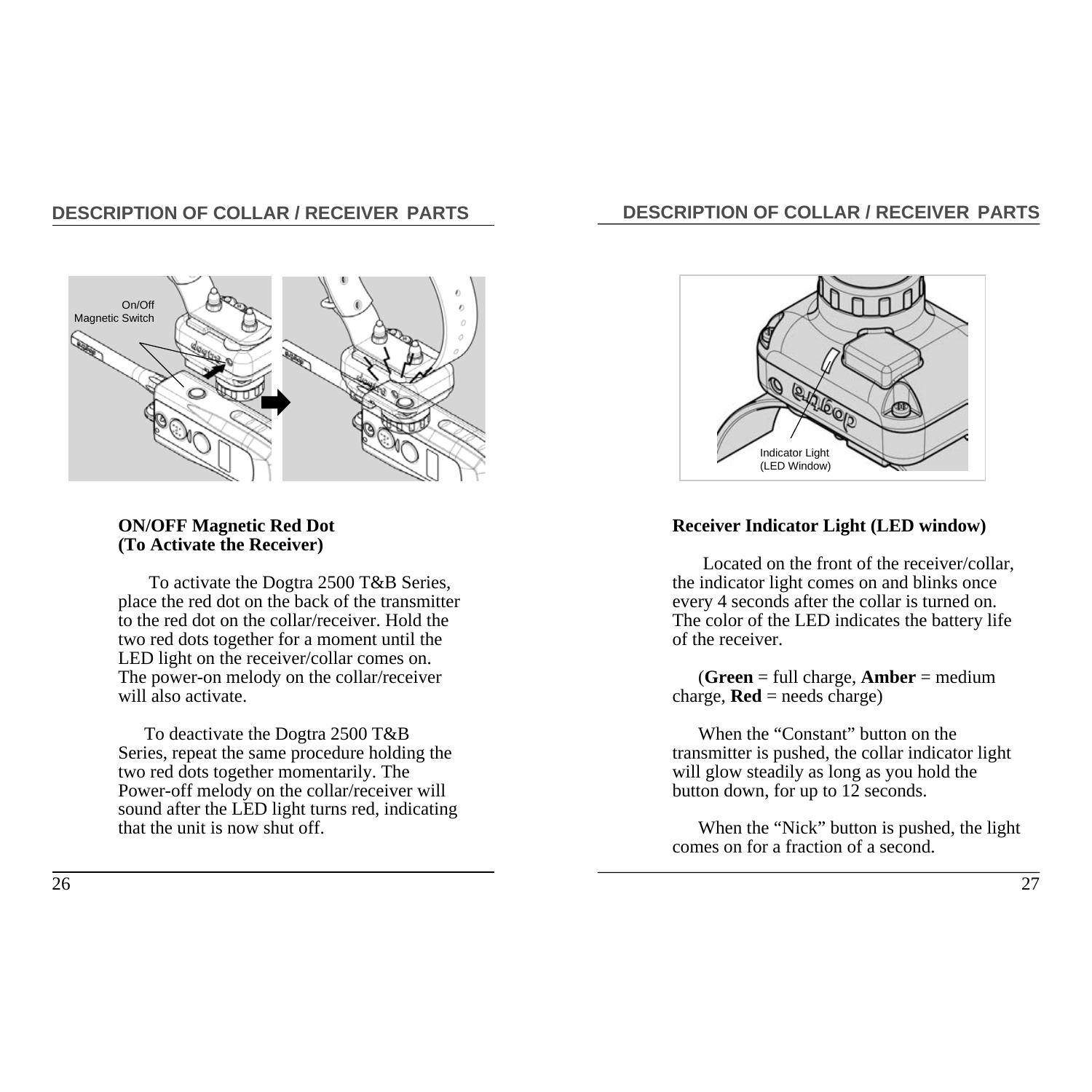## DESCRIPTION OF COLLAR / RECEIVER PARTS

On/Off Magnetic Switch

**ON/OFF Magnetic Red Dot (To Activate the Receiver)**

To activate the Dogtra 2500 T&B Series, place the red dot on the back of the transmitter to the red dot on the collar/receiver. Hold the two red dots together for a moment until the LED light on the receiver/collar comes on. The power-on melody on the collar/receiver will also activate.

To deactivate the Dogtra 2500 T&B Series, repeat the same procedure holding the two red dots together momentarily. The Power-off melody on the collar/receiver will sound after the LED light turns red, indicating that the unit is now shut off.

## DESCRIPTION OF COLLAR / RECEIVER PARTS

Indicator Light (LED Window)

**Receiver Indicator Light (LED window)**

Located on the front of the receiver/collar, the indicator light comes on and blinks once every 4 seconds after the collar is turned on. The color of the LED indicates the battery life of the receiver.

(**Green** = full charge, **Amber** = medium charge, **Red** = needs charge)

When the “Constant” button on the transmitter is pushed, the collar indicator light will glow steadily as long as you hold the button down, for up to 12 seconds.

When the “Nick” button is pushed, the light comes on for a fraction of a second.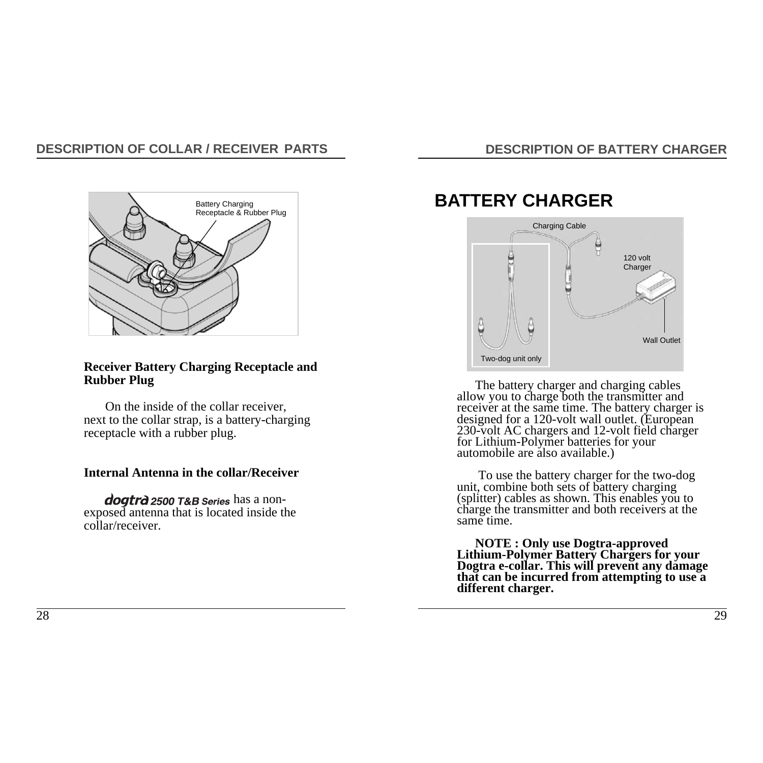## DESCRIPTION OF COLLAR / RECEIVER PARTS

Battery Charging Receptacle & Rubber Plug

**Receiver Battery Charging Receptacle and Rubber Plug**

On the inside of the collar receiver, next to the collar strap, is a battery-charging receptacle with a rubber plug.

**Internal Antenna in the collar/Receiver**

***dogtra 2500 T&B Series*** has a non-exposed antenna that is located inside the collar/receiver.

## DESCRIPTION OF BATTERY CHARGER

# BATTERY CHARGER

Charging Cable

120 volt Charger

Wall Outlet

Two-dog unit only

The battery charger and charging cables allow you to charge both the transmitter and receiver at the same time. The battery charger is designed for a 120-volt wall outlet. (European 230-volt AC chargers and 12-volt field charger for Lithium-Polymer batteries for your automobile are also available.)

To use the battery charger for the two-dog unit, combine both sets of battery charging (splitter) cables as shown. This enables you to charge the transmitter and both receivers at the same time.

**NOTE : Only use Dogtra-approved Lithium-Polymer Battery Chargers for your Dogtra e-collar. This will prevent any damage that can be incurred from attempting to use a different charger.**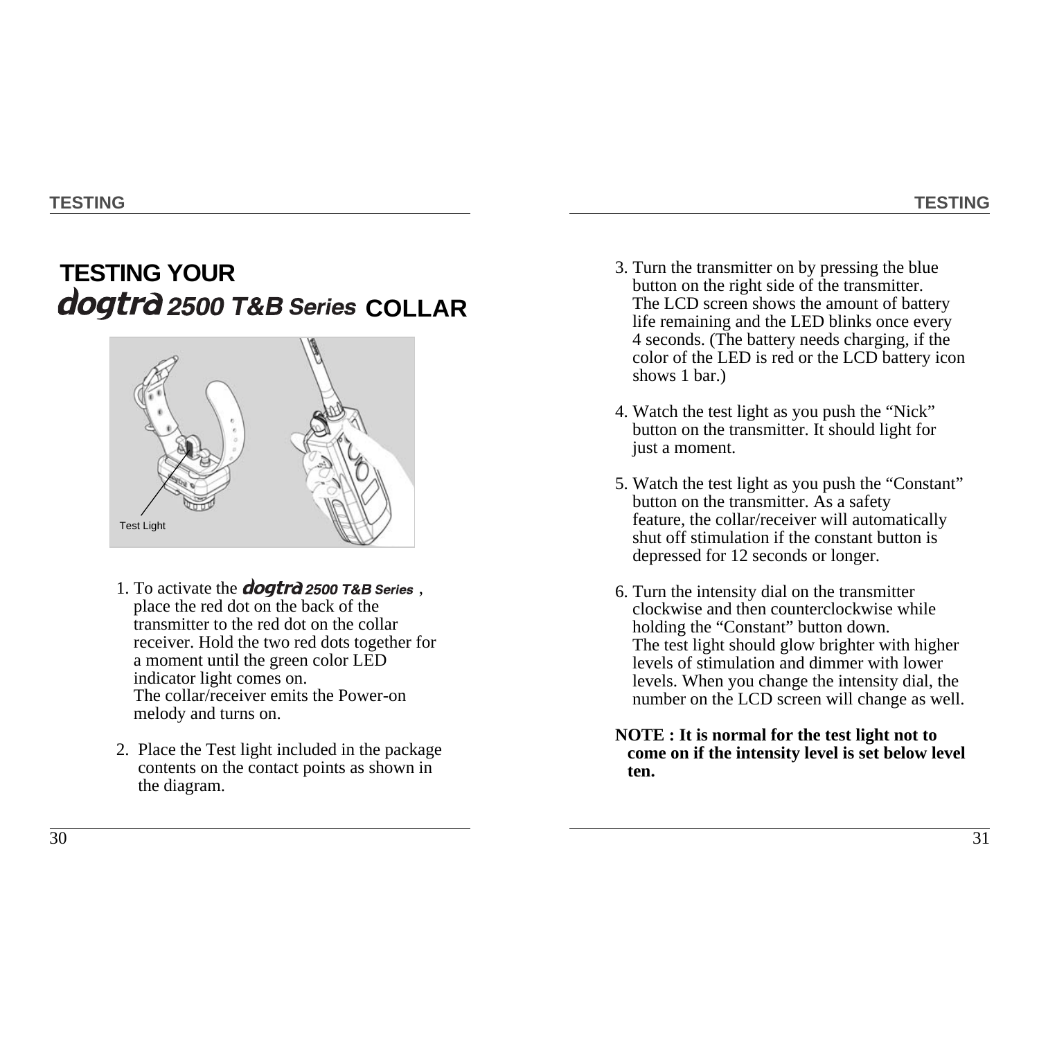# TESTING YOUR dogtra 2500 T&B Series COLLAR

Test Light

1. To activate the dogtra 2500 T&B Series, place the red dot on the back of the transmitter to the red dot on the collar receiver. Hold the two red dots together for a moment until the green color LED indicator light comes on.
   The collar/receiver emits the Power-on melody and turns on.

2. Place the Test light included in the package contents on the contact points as shown in the diagram.

3. Turn the transmitter on by pressing the blue button on the right side of the transmitter.
   The LCD screen shows the amount of battery life remaining and the LED blinks once every 4 seconds. (The battery needs charging, if the color of the LED is red or the LCD battery icon shows 1 bar.)

4. Watch the test light as you push the “Nick” button on the transmitter. It should light for just a moment.

5. Watch the test light as you push the “Constant” button on the transmitter. As a safety feature, the collar/receiver will automatically shut off stimulation if the constant button is depressed for 12 seconds or longer.

6. Turn the intensity dial on the transmitter clockwise and then counterclockwise while holding the “Constant” button down.
   The test light should glow brighter with higher levels of stimulation and dimmer with lower levels. When you change the intensity dial, the number on the LCD screen will change as well.

**NOTE : It is normal for the test light not to come on if the intensity level is set below level ten.**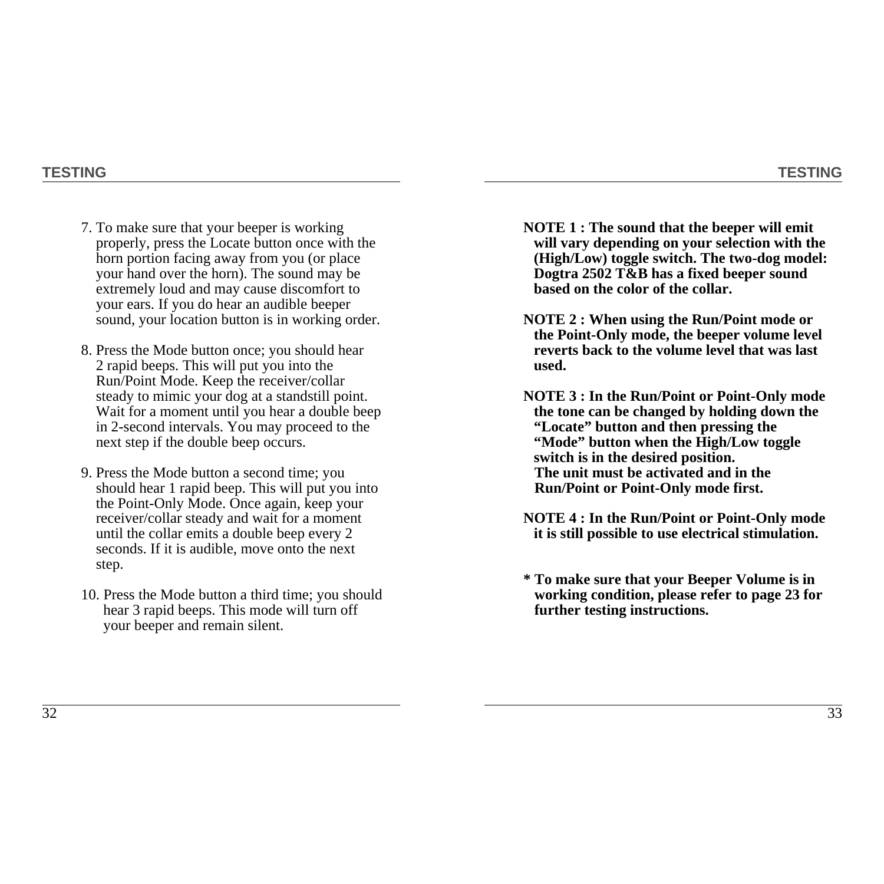## TESTING

7. To make sure that your beeper is working properly, press the Locate button once with the horn portion facing away from you (or place your hand over the horn). The sound may be extremely loud and may cause discomfort to your ears. If you do hear an audible beeper sound, your location button is in working order.

8. Press the Mode button once; you should hear 2 rapid beeps. This will put you into the Run/Point Mode. Keep the receiver/collar steady to mimic your dog at a standstill point. Wait for a moment until you hear a double beep in 2-second intervals. You may proceed to the next step if the double beep occurs.

9. Press the Mode button a second time; you should hear 1 rapid beep. This will put you into the Point-Only Mode. Once again, keep your receiver/collar steady and wait for a moment until the collar emits a double beep every 2 seconds. If it is audible, move onto the next step.

10. Press the Mode button a third time; you should hear 3 rapid beeps. This mode will turn off your beeper and remain silent.

**NOTE 1 : The sound that the beeper will emit will vary depending on your selection with the (High/Low) toggle switch. The two-dog model: Dogtra 2502 T&B has a fixed beeper sound based on the color of the collar.**

**NOTE 2 : When using the Run/Point mode or the Point-Only mode, the beeper volume level reverts back to the volume level that was last used.**

**NOTE 3 : In the Run/Point or Point-Only mode the tone can be changed by holding down the "Locate" button and then pressing the "Mode" button when the High/Low toggle switch is in the desired position. The unit must be activated and in the Run/Point or Point-Only mode first.**

**NOTE 4 : In the Run/Point or Point-Only mode it is still possible to use electrical stimulation.**

**\* To make sure that your Beeper Volume is in working condition, please refer to page 23 for further testing instructions.**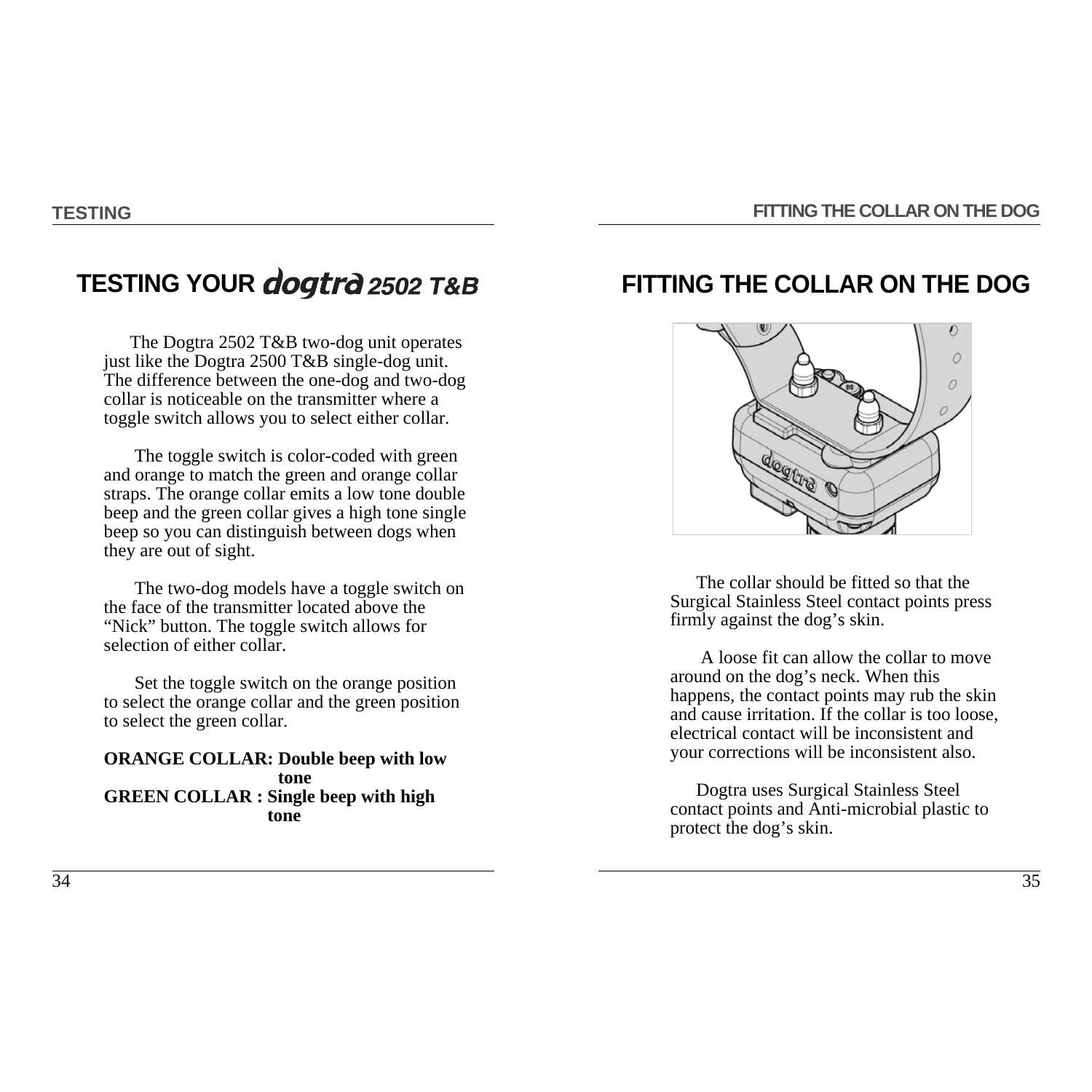## TESTING YOUR dogtra 2502 T&B

The Dogtra 2502 T&B two-dog unit operates just like the Dogtra 2500 T&B single-dog unit. The difference between the one-dog and two-dog collar is noticeable on the transmitter where a toggle switch allows you to select either collar.

The toggle switch is color-coded with green and orange to match the green and orange collar straps. The orange collar emits a low tone double beep and the green collar gives a high tone single beep so you can distinguish between dogs when they are out of sight.

The two-dog models have a toggle switch on the face of the transmitter located above the "Nick" button. The toggle switch allows for selection of either collar.

Set the toggle switch on the orange position to select the orange collar and the green position to select the green collar.

**ORANGE COLLAR: Double beep with low tone**
**GREEN COLLAR : Single beep with high tone**

## FITTING THE COLLAR ON THE DOG

The collar should be fitted so that the Surgical Stainless Steel contact points press firmly against the dog's skin.

A loose fit can allow the collar to move around on the dog's neck. When this happens, the contact points may rub the skin and cause irritation. If the collar is too loose, electrical contact will be inconsistent and your corrections will be inconsistent also.

Dogtra uses Surgical Stainless Steel contact points and Anti-microbial plastic to protect the dog's skin.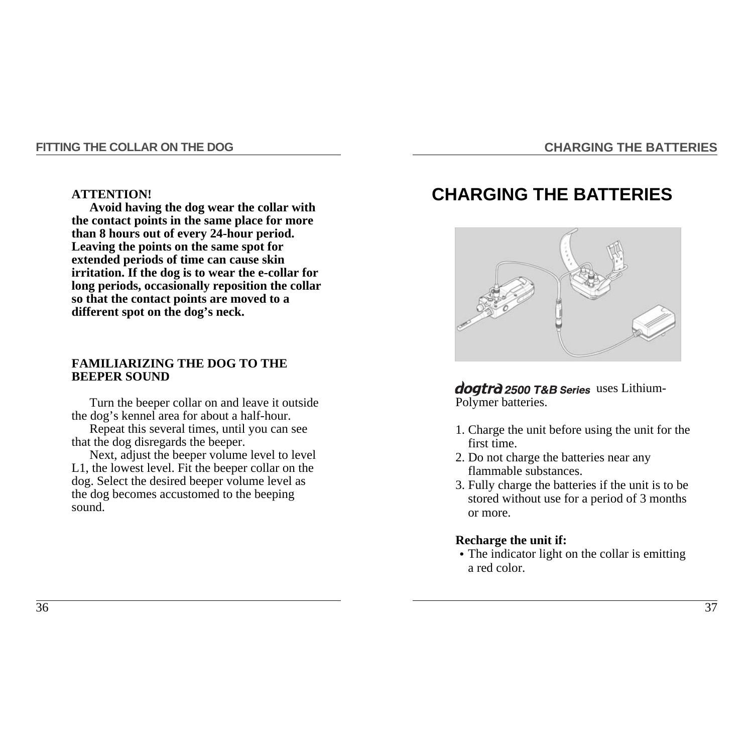**ATTENTION!**

**Avoid having the dog wear the collar with the contact points in the same place for more than 8 hours out of every 24-hour period. Leaving the points on the same spot for extended periods of time can cause skin irritation. If the dog is to wear the e-collar for long periods, occasionally reposition the collar so that the contact points are moved to a different spot on the dog's neck.**

**FAMILIARIZING THE DOG TO THE BEEPER SOUND**

Turn the beeper collar on and leave it outside the dog's kennel area for about a half-hour.

Repeat this several times, until you can see that the dog disregards the beeper.

Next, adjust the beeper volume level to level L1, the lowest level. Fit the beeper collar on the dog. Select the desired beeper volume level as the dog becomes accustomed to the beeping sound.

# CHARGING THE BATTERIES

*dogtra 2500 T&B Series* uses Lithium-Polymer batteries.

1. Charge the unit before using the unit for the first time.
2. Do not charge the batteries near any flammable substances.
3. Fully charge the batteries if the unit is to be stored without use for a period of 3 months or more.

**Recharge the unit if:**

- The indicator light on the collar is emitting a red color.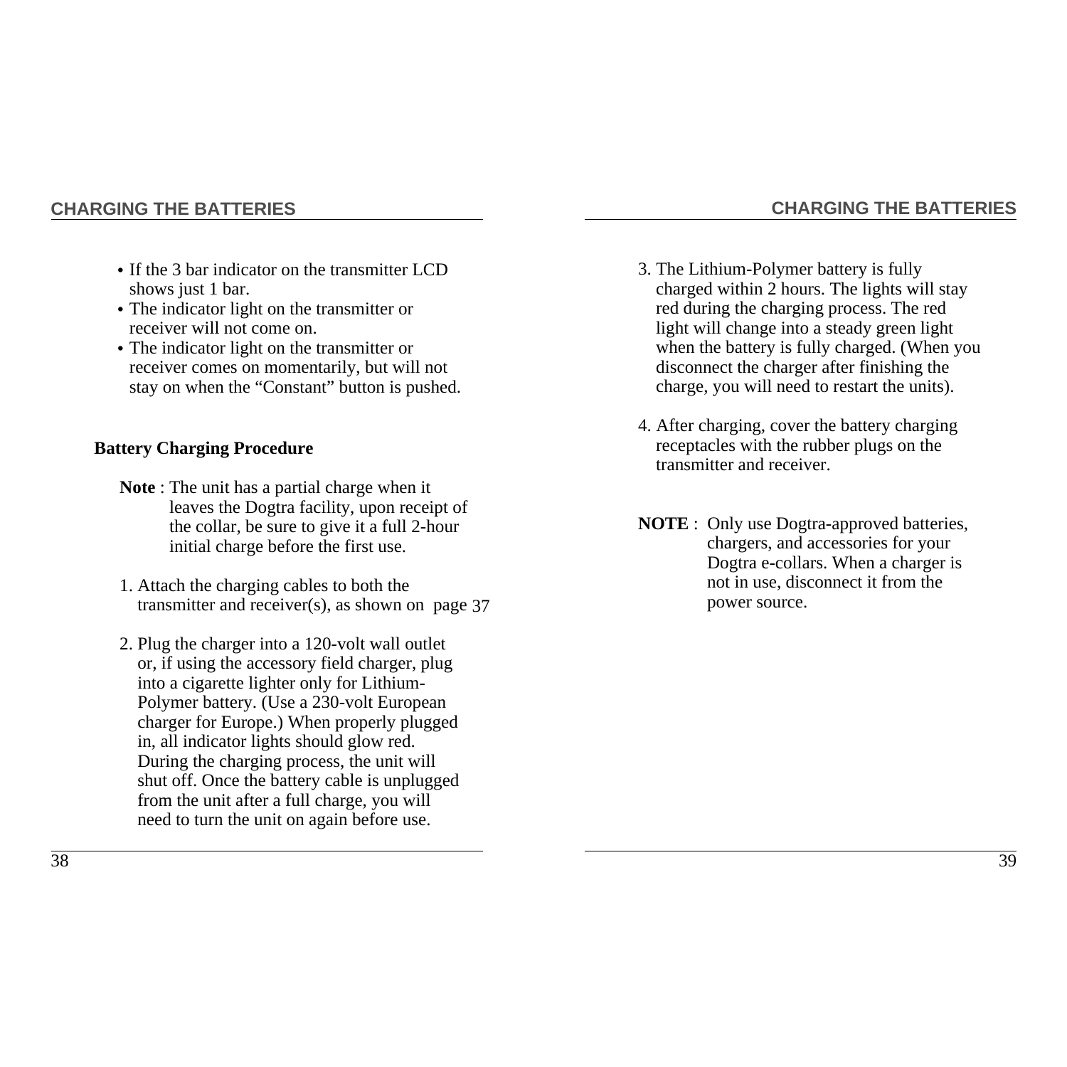- If the 3 bar indicator on the transmitter LCD shows just 1 bar.
- The indicator light on the transmitter or receiver will not come on.
- The indicator light on the transmitter or receiver comes on momentarily, but will not stay on when the "Constant" button is pushed.

**Battery Charging Procedure**

**Note** : The unit has a partial charge when it leaves the Dogtra facility, upon receipt of the collar, be sure to give it a full 2-hour initial charge before the first use.

1. Attach the charging cables to both the transmitter and receiver(s), as shown on page 37

2. Plug the charger into a 120-volt wall outlet or, if using the accessory field charger, plug into a cigarette lighter only for Lithium-Polymer battery. (Use a 230-volt European charger for Europe.) When properly plugged in, all indicator lights should glow red. During the charging process, the unit will shut off. Once the battery cable is unplugged from the unit after a full charge, you will need to turn the unit on again before use.

3. The Lithium-Polymer battery is fully charged within 2 hours. The lights will stay red during the charging process. The red light will change into a steady green light when the battery is fully charged. (When you disconnect the charger after finishing the charge, you will need to restart the units).

4. After charging, cover the battery charging receptacles with the rubber plugs on the transmitter and receiver.

**NOTE** : Only use Dogtra-approved batteries, chargers, and accessories for your Dogtra e-collars. When a charger is not in use, disconnect it from the power source.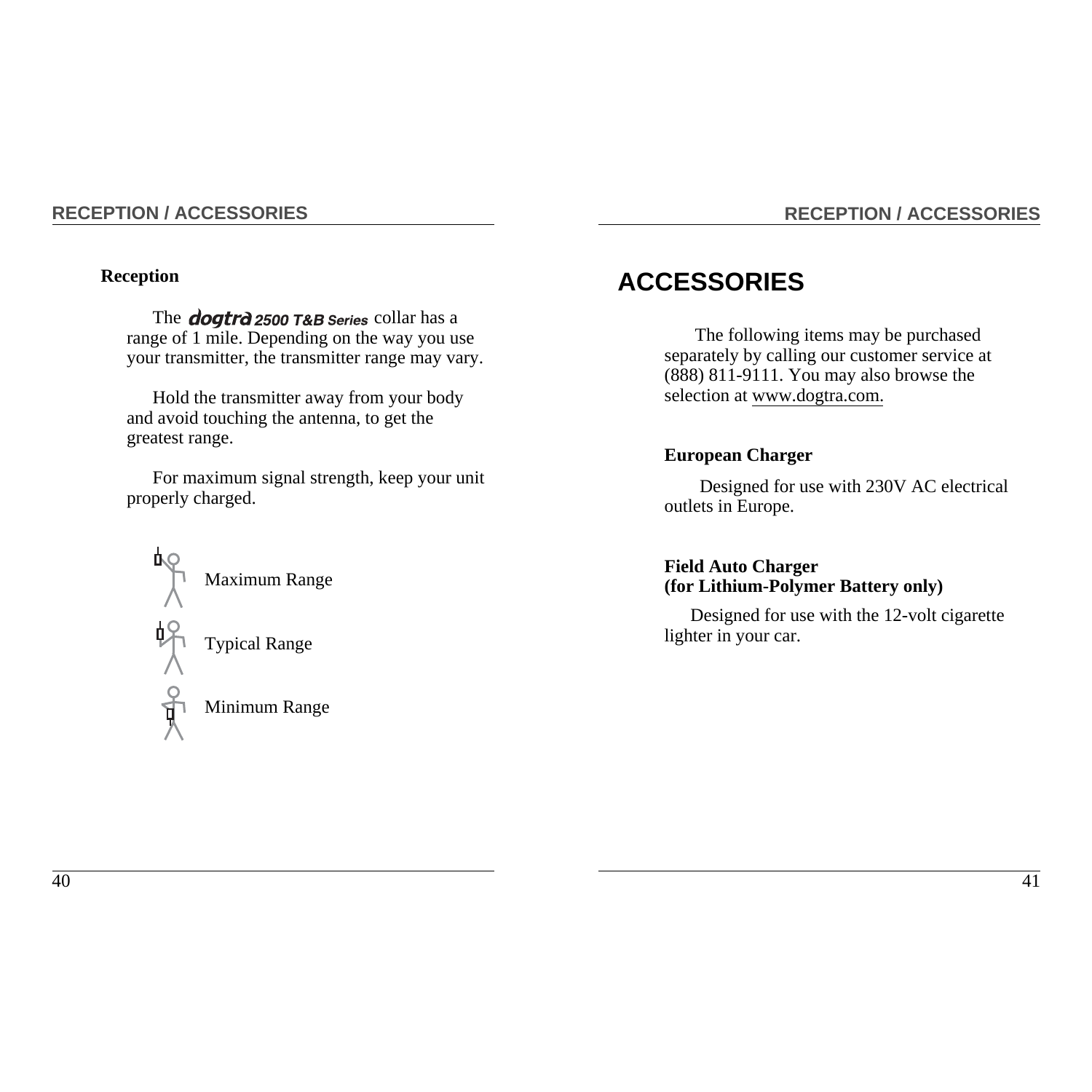### Reception

The *dogtra* *2500 T&B Series* collar has a range of 1 mile. Depending on the way you use your transmitter, the transmitter range may vary.

Hold the transmitter away from your body and avoid touching the antenna, to get the greatest range.

For maximum signal strength, keep your unit properly charged.

Maximum Range

Typical Range

Minimum Range

## ACCESSORIES

The following items may be purchased separately by calling our customer service at (888) 811-9111. You may also browse the selection at www.dogtra.com.

**European Charger**

Designed for use with 230V AC electrical outlets in Europe.

**Field Auto Charger**
**(for Lithium-Polymer Battery only)**

Designed for use with the 12-volt cigarette lighter in your car.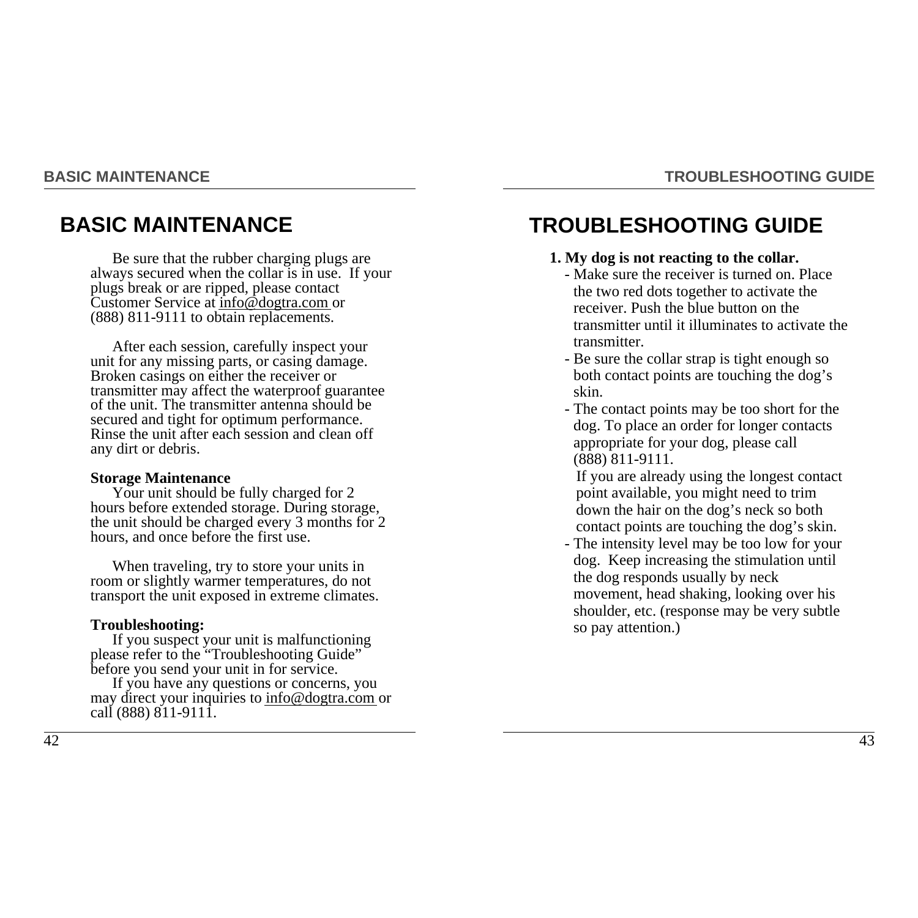# BASIC MAINTENANCE

Be sure that the rubber charging plugs are always secured when the collar is in use. If your plugs break or are ripped, please contact Customer Service at info@dogtra.com or (888) 811-9111 to obtain replacements.

After each session, carefully inspect your unit for any missing parts, or casing damage. Broken casings on either the receiver or transmitter may affect the waterproof guarantee of the unit. The transmitter antenna should be secured and tight for optimum performance. Rinse the unit after each session and clean off any dirt or debris.

**Storage Maintenance**

Your unit should be fully charged for 2 hours before extended storage. During storage, the unit should be charged every 3 months for 2 hours, and once before the first use.

When traveling, try to store your units in room or slightly warmer temperatures, do not transport the unit exposed in extreme climates.

**Troubleshooting:**

If you suspect your unit is malfunctioning please refer to the "Troubleshooting Guide" before you send your unit in for service.

If you have any questions or concerns, you may direct your inquiries to info@dogtra.com or call (888) 811-9111.

# TROUBLESHOOTING GUIDE

**1. My dog is not reacting to the collar.**

- Make sure the receiver is turned on. Place the two red dots together to activate the receiver. Push the blue button on the transmitter until it illuminates to activate the transmitter.
- Be sure the collar strap is tight enough so both contact points are touching the dog's skin.
- The contact points may be too short for the dog. To place an order for longer contacts appropriate for your dog, please call (888) 811-9111.
  If you are already using the longest contact point available, you might need to trim down the hair on the dog's neck so both contact points are touching the dog's skin.
- The intensity level may be too low for your dog. Keep increasing the stimulation until the dog responds usually by neck movement, head shaking, looking over his shoulder, etc. (response may be very subtle so pay attention.)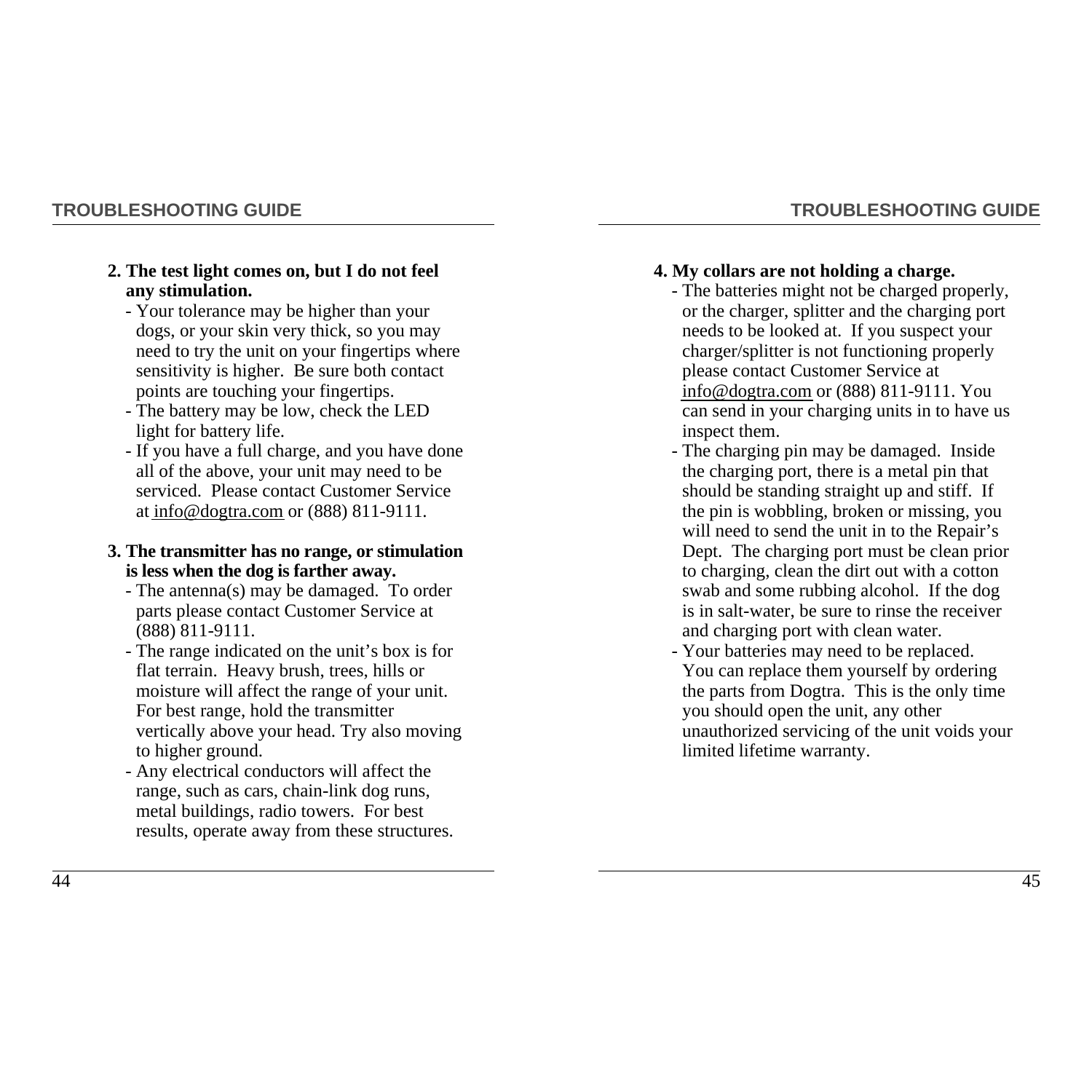**2. The test light comes on, but I do not feel any stimulation.**

- Your tolerance may be higher than your dogs, or your skin very thick, so you may need to try the unit on your fingertips where sensitivity is higher. Be sure both contact points are touching your fingertips.
- The battery may be low, check the LED light for battery life.
- If you have a full charge, and you have done all of the above, your unit may need to be serviced. Please contact Customer Service at info@dogtra.com or (888) 811-9111.

**3. The transmitter has no range, or stimulation is less when the dog is farther away.**

- The antenna(s) may be damaged. To order parts please contact Customer Service at (888) 811-9111.
- The range indicated on the unit's box is for flat terrain. Heavy brush, trees, hills or moisture will affect the range of your unit. For best range, hold the transmitter vertically above your head. Try also moving to higher ground.
- Any electrical conductors will affect the range, such as cars, chain-link dog runs, metal buildings, radio towers. For best results, operate away from these structures.

**4. My collars are not holding a charge.**

- The batteries might not be charged properly, or the charger, splitter and the charging port needs to be looked at. If you suspect your charger/splitter is not functioning properly please contact Customer Service at info@dogtra.com or (888) 811-9111. You can send in your charging units in to have us inspect them.
- The charging pin may be damaged. Inside the charging port, there is a metal pin that should be standing straight up and stiff. If the pin is wobbling, broken or missing, you will need to send the unit in to the Repair's Dept. The charging port must be clean prior to charging, clean the dirt out with a cotton swab and some rubbing alcohol. If the dog is in salt-water, be sure to rinse the receiver and charging port with clean water.
- Your batteries may need to be replaced. You can replace them yourself by ordering the parts from Dogtra. This is the only time you should open the unit, any other unauthorized servicing of the unit voids your limited lifetime warranty.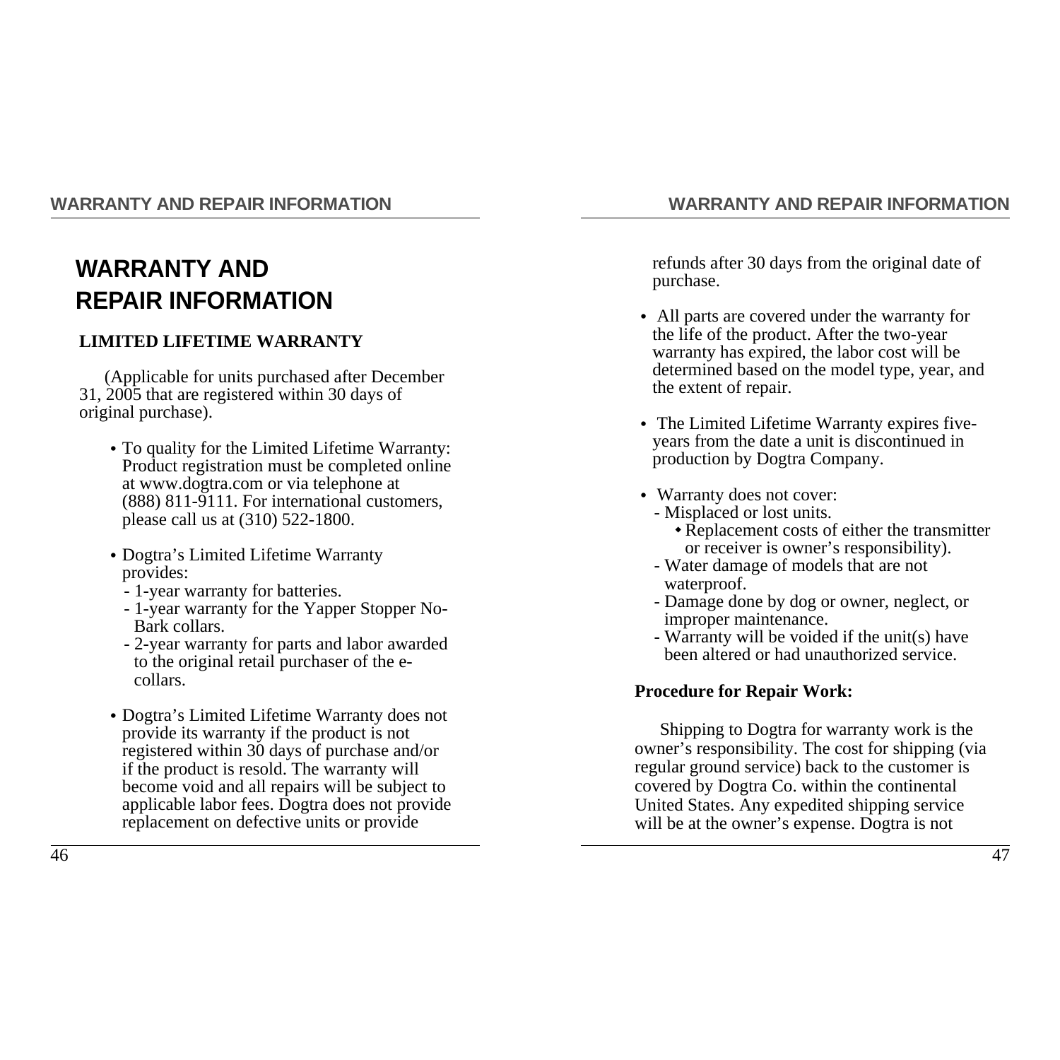# WARRANTY AND REPAIR INFORMATION

## LIMITED LIFETIME WARRANTY

(Applicable for units purchased after December 31, 2005 that are registered within 30 days of original purchase).

- To quality for the Limited Lifetime Warranty: Product registration must be completed online at www.dogtra.com or via telephone at (888) 811-9111. For international customers, please call us at (310) 522-1800.
- Dogtra's Limited Lifetime Warranty provides:
  - 1-year warranty for batteries.
  - 1-year warranty for the Yapper Stopper No-Bark collars.
  - 2-year warranty for parts and labor awarded to the original retail purchaser of the e-collars.
- Dogtra's Limited Lifetime Warranty does not provide its warranty if the product is not registered within 30 days of purchase and/or if the product is resold. The warranty will become void and all repairs will be subject to applicable labor fees. Dogtra does not provide replacement on defective units or provide refunds after 30 days from the original date of purchase.
- All parts are covered under the warranty for the life of the product. After the two-year warranty has expired, the labor cost will be determined based on the model type, year, and the extent of repair.
- The Limited Lifetime Warranty expires five-years from the date a unit is discontinued in production by Dogtra Company.
- Warranty does not cover:
  - Misplaced or lost units.
    - Replacement costs of either the transmitter or receiver is owner's responsibility).
  - Water damage of models that are not waterproof.
  - Damage done by dog or owner, neglect, or improper maintenance.
  - Warranty will be voided if the unit(s) have been altered or had unauthorized service.

**Procedure for Repair Work:**

Shipping to Dogtra for warranty work is the owner's responsibility. The cost for shipping (via regular ground service) back to the customer is covered by Dogtra Co. within the continental United States. Any expedited shipping service will be at the owner's expense. Dogtra is not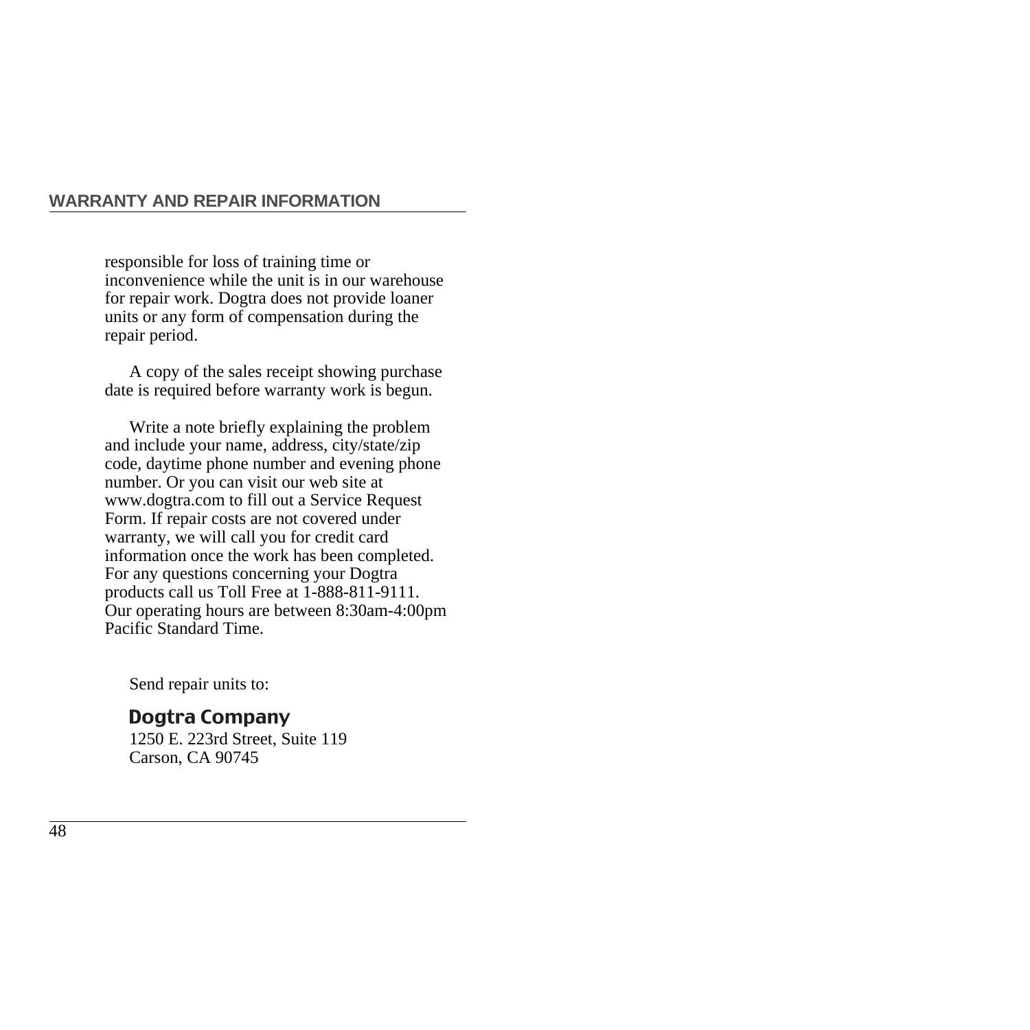## WARRANTY AND REPAIR INFORMATION

responsible for loss of training time or inconvenience while the unit is in our warehouse for repair work. Dogtra does not provide loaner units or any form of compensation during the repair period.

A copy of the sales receipt showing purchase date is required before warranty work is begun.

Write a note briefly explaining the problem and include your name, address, city/state/zip code, daytime phone number and evening phone number. Or you can visit our web site at www.dogtra.com to fill out a Service Request Form. If repair costs are not covered under warranty, we will call you for credit card information once the work has been completed. For any questions concerning your Dogtra products call us Toll Free at 1-888-811-9111. Our operating hours are between 8:30am-4:00pm Pacific Standard Time.

Send repair units to:

**Dogtra Company**
1250 E. 223rd Street, Suite 119
Carson, CA 90745